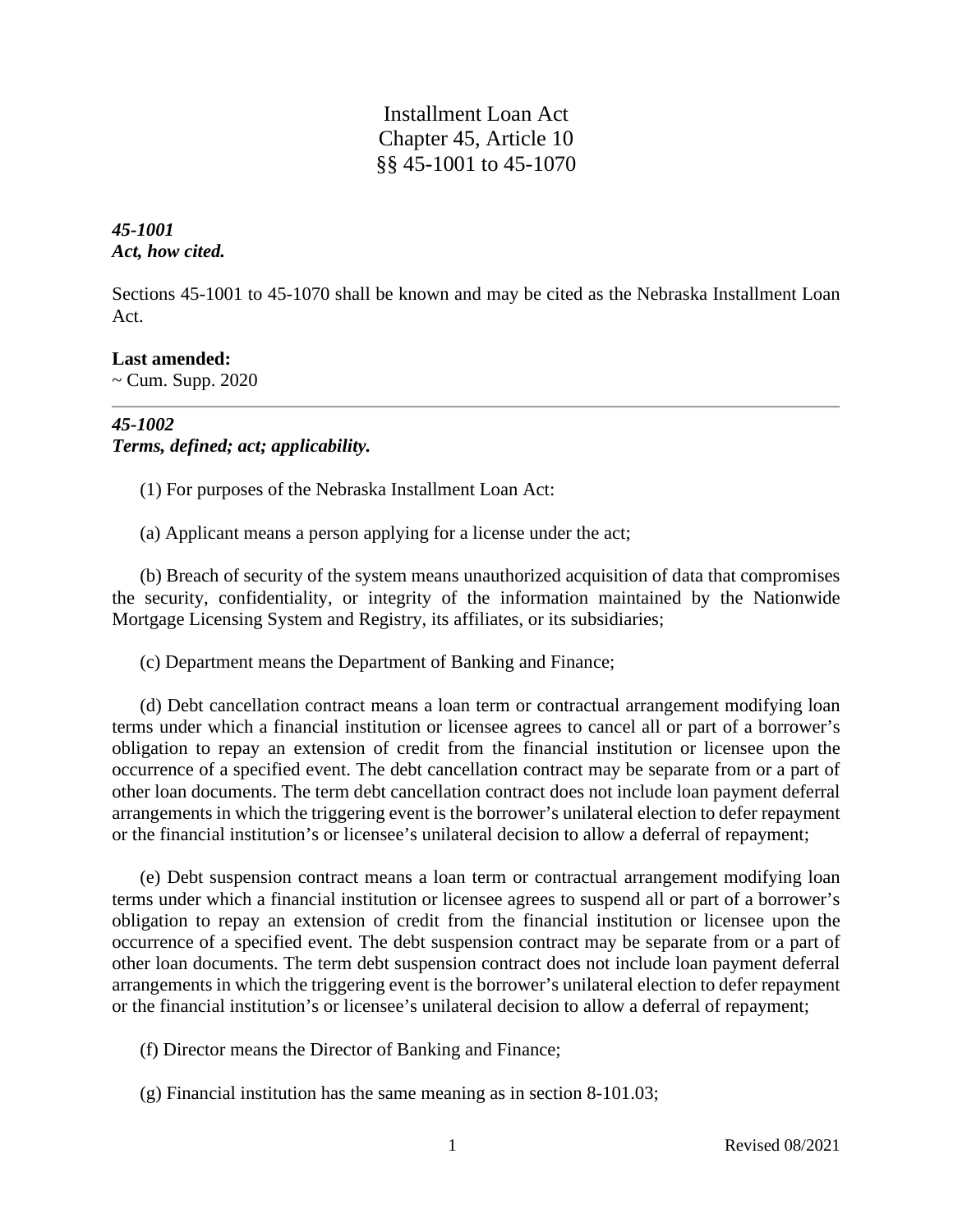# Installment Loan Act
# Chapter 45, Article 10
# §§ 45-1001 to 45-1070

***45-1001***
***Act, how cited.***

Sections 45-1001 to 45-1070 shall be known and may be cited as the Nebraska Installment Loan Act.

**Last amended:**
~ Cum. Supp. 2020

---

***45-1002***
***Terms, defined; act; applicability.***

(1) For purposes of the Nebraska Installment Loan Act:

(a) Applicant means a person applying for a license under the act;

(b) Breach of security of the system means unauthorized acquisition of data that compromises the security, confidentiality, or integrity of the information maintained by the Nationwide Mortgage Licensing System and Registry, its affiliates, or its subsidiaries;

(c) Department means the Department of Banking and Finance;

(d) Debt cancellation contract means a loan term or contractual arrangement modifying loan terms under which a financial institution or licensee agrees to cancel all or part of a borrower's obligation to repay an extension of credit from the financial institution or licensee upon the occurrence of a specified event. The debt cancellation contract may be separate from or a part of other loan documents. The term debt cancellation contract does not include loan payment deferral arrangements in which the triggering event is the borrower's unilateral election to defer repayment or the financial institution's or licensee's unilateral decision to allow a deferral of repayment;

(e) Debt suspension contract means a loan term or contractual arrangement modifying loan terms under which a financial institution or licensee agrees to suspend all or part of a borrower's obligation to repay an extension of credit from the financial institution or licensee upon the occurrence of a specified event. The debt suspension contract may be separate from or a part of other loan documents. The term debt suspension contract does not include loan payment deferral arrangements in which the triggering event is the borrower's unilateral election to defer repayment or the financial institution's or licensee's unilateral decision to allow a deferral of repayment;

(f) Director means the Director of Banking and Finance;

(g) Financial institution has the same meaning as in section 8-101.03;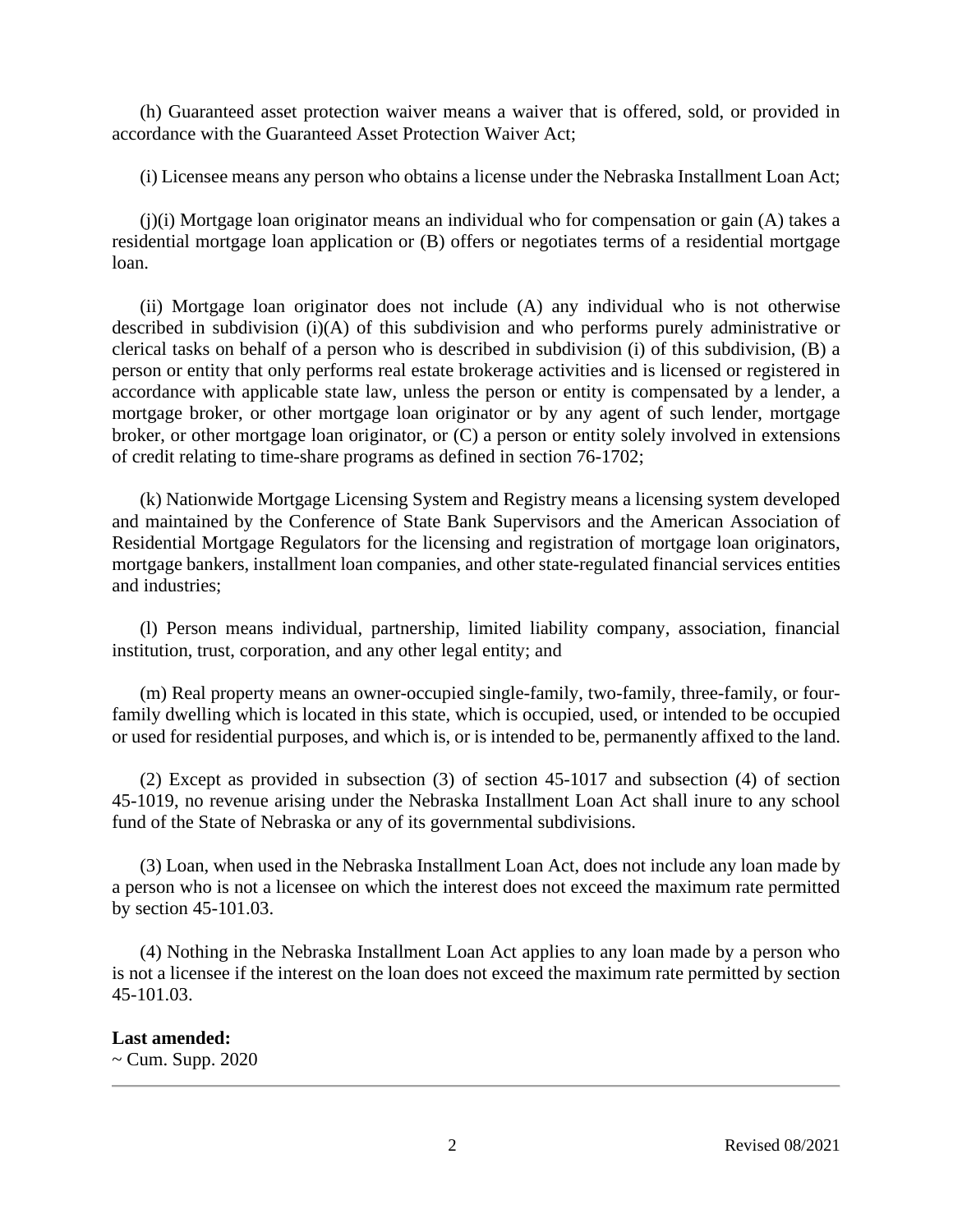(h) Guaranteed asset protection waiver means a waiver that is offered, sold, or provided in accordance with the Guaranteed Asset Protection Waiver Act;

(i) Licensee means any person who obtains a license under the Nebraska Installment Loan Act;

(j)(i) Mortgage loan originator means an individual who for compensation or gain (A) takes a residential mortgage loan application or (B) offers or negotiates terms of a residential mortgage loan.

(ii) Mortgage loan originator does not include (A) any individual who is not otherwise described in subdivision (i)(A) of this subdivision and who performs purely administrative or clerical tasks on behalf of a person who is described in subdivision (i) of this subdivision, (B) a person or entity that only performs real estate brokerage activities and is licensed or registered in accordance with applicable state law, unless the person or entity is compensated by a lender, a mortgage broker, or other mortgage loan originator or by any agent of such lender, mortgage broker, or other mortgage loan originator, or (C) a person or entity solely involved in extensions of credit relating to time-share programs as defined in section 76-1702;

(k) Nationwide Mortgage Licensing System and Registry means a licensing system developed and maintained by the Conference of State Bank Supervisors and the American Association of Residential Mortgage Regulators for the licensing and registration of mortgage loan originators, mortgage bankers, installment loan companies, and other state-regulated financial services entities and industries;

(l) Person means individual, partnership, limited liability company, association, financial institution, trust, corporation, and any other legal entity; and

(m) Real property means an owner-occupied single-family, two-family, three-family, or four-family dwelling which is located in this state, which is occupied, used, or intended to be occupied or used for residential purposes, and which is, or is intended to be, permanently affixed to the land.

(2) Except as provided in subsection (3) of section 45-1017 and subsection (4) of section 45-1019, no revenue arising under the Nebraska Installment Loan Act shall inure to any school fund of the State of Nebraska or any of its governmental subdivisions.

(3) Loan, when used in the Nebraska Installment Loan Act, does not include any loan made by a person who is not a licensee on which the interest does not exceed the maximum rate permitted by section 45-101.03.

(4) Nothing in the Nebraska Installment Loan Act applies to any loan made by a person who is not a licensee if the interest on the loan does not exceed the maximum rate permitted by section 45-101.03.

**Last amended:**
~ Cum. Supp. 2020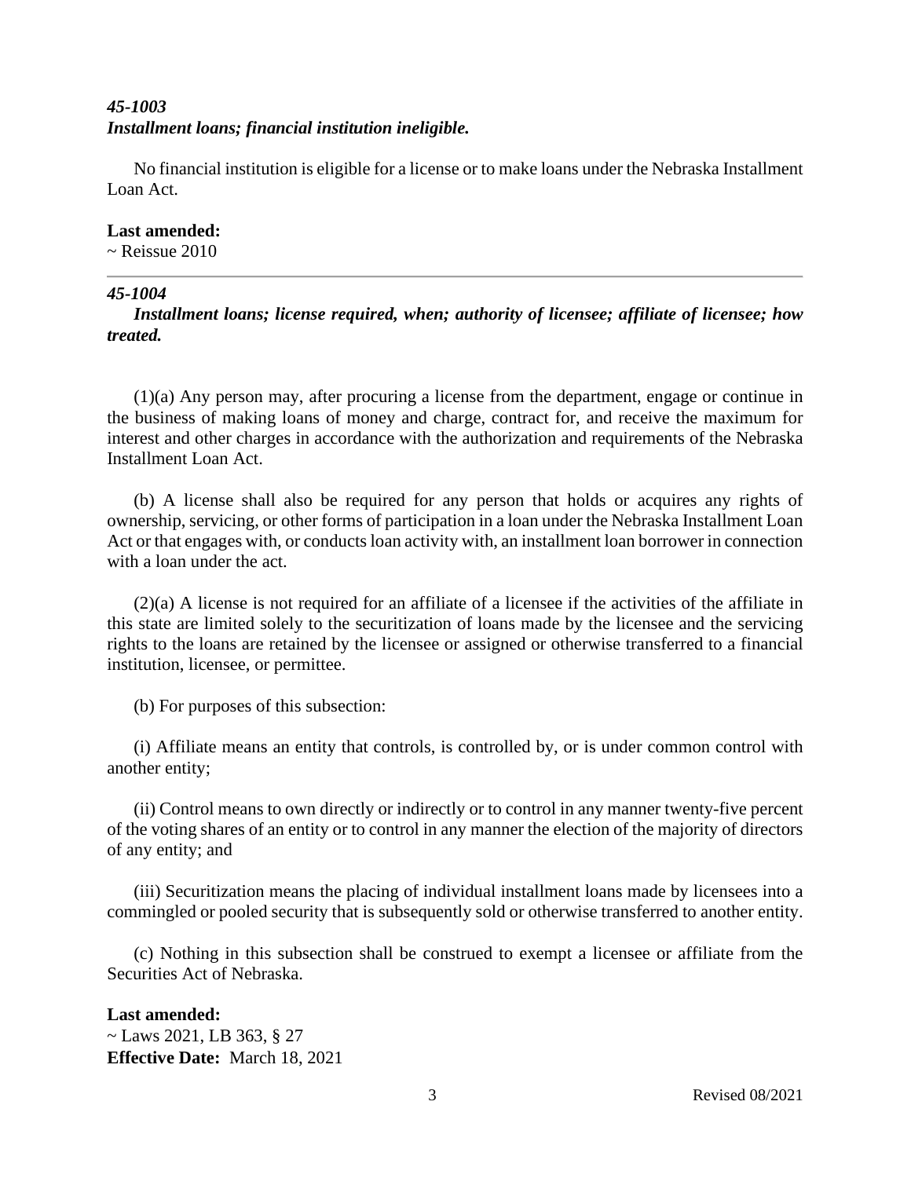### *45-1003*
### *Installment loans; financial institution ineligible.*

No financial institution is eligible for a license or to make loans under the Nebraska Installment Loan Act.

**Last amended:**
~ Reissue 2010

---

### *45-1004*
### *Installment loans; license required, when; authority of licensee; affiliate of licensee; how treated.*

(1)(a) Any person may, after procuring a license from the department, engage or continue in the business of making loans of money and charge, contract for, and receive the maximum for interest and other charges in accordance with the authorization and requirements of the Nebraska Installment Loan Act.

(b) A license shall also be required for any person that holds or acquires any rights of ownership, servicing, or other forms of participation in a loan under the Nebraska Installment Loan Act or that engages with, or conducts loan activity with, an installment loan borrower in connection with a loan under the act.

(2)(a) A license is not required for an affiliate of a licensee if the activities of the affiliate in this state are limited solely to the securitization of loans made by the licensee and the servicing rights to the loans are retained by the licensee or assigned or otherwise transferred to a financial institution, licensee, or permittee.

(b) For purposes of this subsection:

(i) Affiliate means an entity that controls, is controlled by, or is under common control with another entity;

(ii) Control means to own directly or indirectly or to control in any manner twenty-five percent of the voting shares of an entity or to control in any manner the election of the majority of directors of any entity; and

(iii) Securitization means the placing of individual installment loans made by licensees into a commingled or pooled security that is subsequently sold or otherwise transferred to another entity.

(c) Nothing in this subsection shall be construed to exempt a licensee or affiliate from the Securities Act of Nebraska.

**Last amended:**
~ Laws 2021, LB 363, § 27
**Effective Date:** March 18, 2021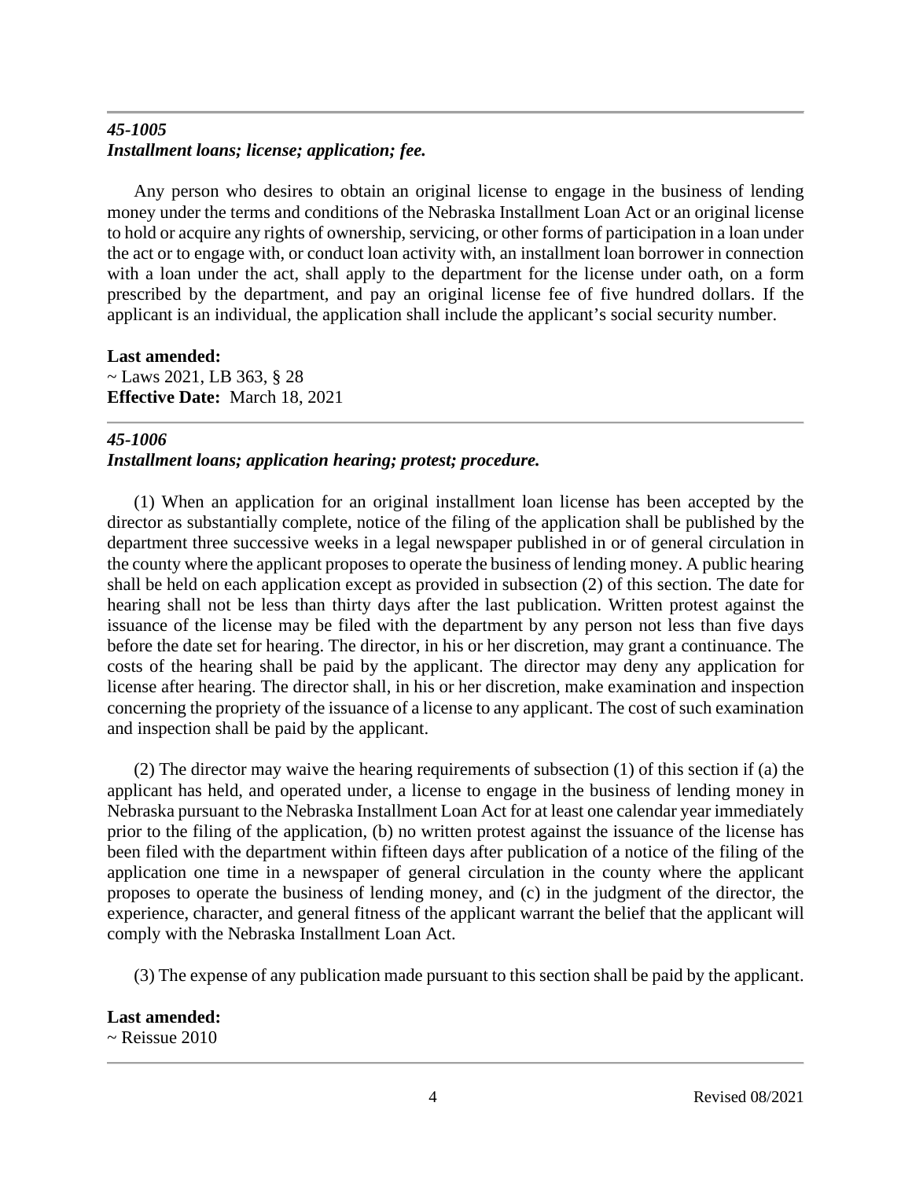---

### *45-1005*
### *Installment loans; license; application; fee.*

Any person who desires to obtain an original license to engage in the business of lending money under the terms and conditions of the Nebraska Installment Loan Act or an original license to hold or acquire any rights of ownership, servicing, or other forms of participation in a loan under the act or to engage with, or conduct loan activity with, an installment loan borrower in connection with a loan under the act, shall apply to the department for the license under oath, on a form prescribed by the department, and pay an original license fee of five hundred dollars. If the applicant is an individual, the application shall include the applicant's social security number.

**Last amended:**
~ Laws 2021, LB 363, § 28
**Effective Date:** March 18, 2021

---

### *45-1006*
### *Installment loans; application hearing; protest; procedure.*

(1) When an application for an original installment loan license has been accepted by the director as substantially complete, notice of the filing of the application shall be published by the department three successive weeks in a legal newspaper published in or of general circulation in the county where the applicant proposes to operate the business of lending money. A public hearing shall be held on each application except as provided in subsection (2) of this section. The date for hearing shall not be less than thirty days after the last publication. Written protest against the issuance of the license may be filed with the department by any person not less than five days before the date set for hearing. The director, in his or her discretion, may grant a continuance. The costs of the hearing shall be paid by the applicant. The director may deny any application for license after hearing. The director shall, in his or her discretion, make examination and inspection concerning the propriety of the issuance of a license to any applicant. The cost of such examination and inspection shall be paid by the applicant.

(2) The director may waive the hearing requirements of subsection (1) of this section if (a) the applicant has held, and operated under, a license to engage in the business of lending money in Nebraska pursuant to the Nebraska Installment Loan Act for at least one calendar year immediately prior to the filing of the application, (b) no written protest against the issuance of the license has been filed with the department within fifteen days after publication of a notice of the filing of the application one time in a newspaper of general circulation in the county where the applicant proposes to operate the business of lending money, and (c) in the judgment of the director, the experience, character, and general fitness of the applicant warrant the belief that the applicant will comply with the Nebraska Installment Loan Act.

(3) The expense of any publication made pursuant to this section shall be paid by the applicant.

**Last amended:**
~ Reissue 2010

---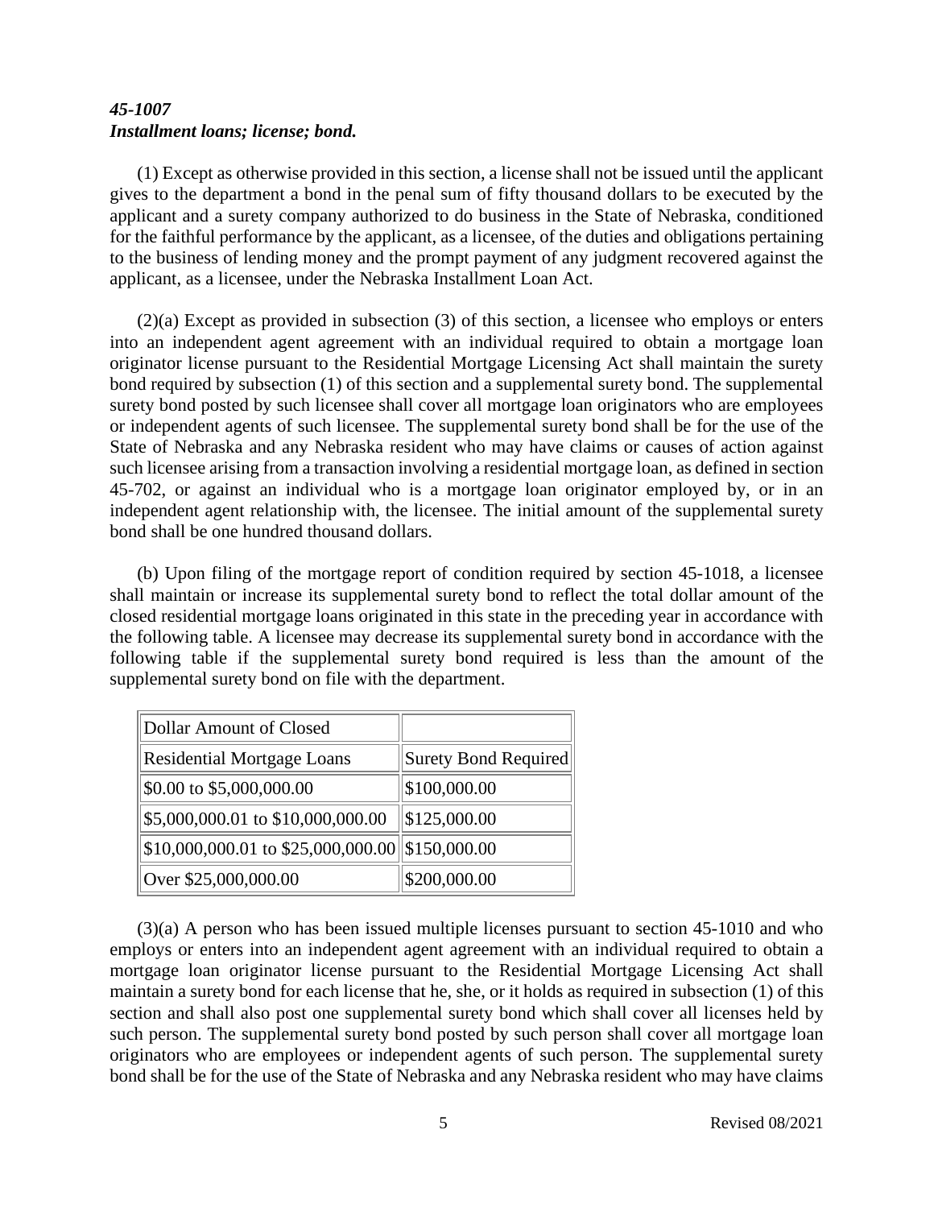***45-1007***
***Installment loans; license; bond.***

(1) Except as otherwise provided in this section, a license shall not be issued until the applicant gives to the department a bond in the penal sum of fifty thousand dollars to be executed by the applicant and a surety company authorized to do business in the State of Nebraska, conditioned for the faithful performance by the applicant, as a licensee, of the duties and obligations pertaining to the business of lending money and the prompt payment of any judgment recovered against the applicant, as a licensee, under the Nebraska Installment Loan Act.

(2)(a) Except as provided in subsection (3) of this section, a licensee who employs or enters into an independent agent agreement with an individual required to obtain a mortgage loan originator license pursuant to the Residential Mortgage Licensing Act shall maintain the surety bond required by subsection (1) of this section and a supplemental surety bond. The supplemental surety bond posted by such licensee shall cover all mortgage loan originators who are employees or independent agents of such licensee. The supplemental surety bond shall be for the use of the State of Nebraska and any Nebraska resident who may have claims or causes of action against such licensee arising from a transaction involving a residential mortgage loan, as defined in section 45-702, or against an individual who is a mortgage loan originator employed by, or in an independent agent relationship with, the licensee. The initial amount of the supplemental surety bond shall be one hundred thousand dollars.

(b) Upon filing of the mortgage report of condition required by section 45-1018, a licensee shall maintain or increase its supplemental surety bond to reflect the total dollar amount of the closed residential mortgage loans originated in this state in the preceding year in accordance with the following table. A licensee may decrease its supplemental surety bond in accordance with the following table if the supplemental surety bond required is less than the amount of the supplemental surety bond on file with the department.

| Dollar Amount of Closed Residential Mortgage Loans | Surety Bond Required |
|---|---|
| \$0.00 to \$5,000,000.00 | \$100,000.00 |
| \$5,000,000.01 to \$10,000,000.00 | \$125,000.00 |
| \$10,000,000.01 to \$25,000,000.00 | \$150,000.00 |
| Over \$25,000,000.00 | \$200,000.00 |

(3)(a) A person who has been issued multiple licenses pursuant to section 45-1010 and who employs or enters into an independent agent agreement with an individual required to obtain a mortgage loan originator license pursuant to the Residential Mortgage Licensing Act shall maintain a surety bond for each license that he, she, or it holds as required in subsection (1) of this section and shall also post one supplemental surety bond which shall cover all licenses held by such person. The supplemental surety bond posted by such person shall cover all mortgage loan originators who are employees or independent agents of such person. The supplemental surety bond shall be for the use of the State of Nebraska and any Nebraska resident who may have claims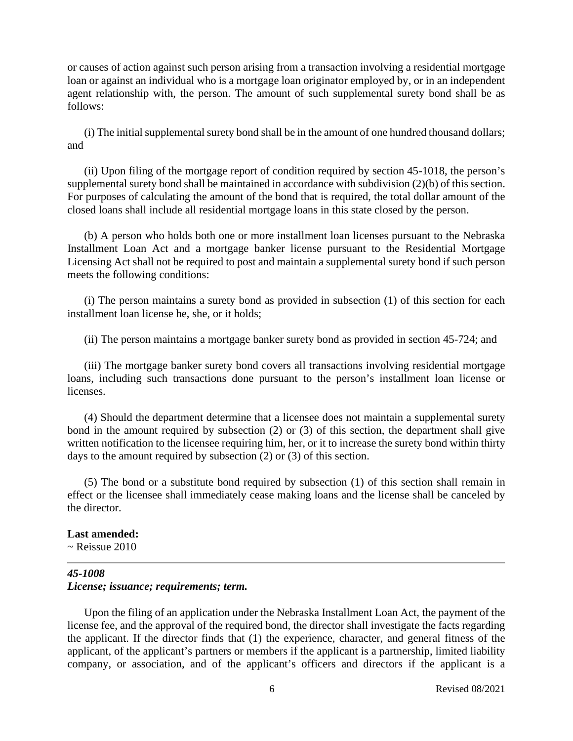or causes of action against such person arising from a transaction involving a residential mortgage loan or against an individual who is a mortgage loan originator employed by, or in an independent agent relationship with, the person. The amount of such supplemental surety bond shall be as follows:

(i) The initial supplemental surety bond shall be in the amount of one hundred thousand dollars; and

(ii) Upon filing of the mortgage report of condition required by section 45-1018, the person's supplemental surety bond shall be maintained in accordance with subdivision (2)(b) of this section. For purposes of calculating the amount of the bond that is required, the total dollar amount of the closed loans shall include all residential mortgage loans in this state closed by the person.

(b) A person who holds both one or more installment loan licenses pursuant to the Nebraska Installment Loan Act and a mortgage banker license pursuant to the Residential Mortgage Licensing Act shall not be required to post and maintain a supplemental surety bond if such person meets the following conditions:

(i) The person maintains a surety bond as provided in subsection (1) of this section for each installment loan license he, she, or it holds;

(ii) The person maintains a mortgage banker surety bond as provided in section 45-724; and

(iii) The mortgage banker surety bond covers all transactions involving residential mortgage loans, including such transactions done pursuant to the person's installment loan license or licenses.

(4) Should the department determine that a licensee does not maintain a supplemental surety bond in the amount required by subsection (2) or (3) of this section, the department shall give written notification to the licensee requiring him, her, or it to increase the surety bond within thirty days to the amount required by subsection (2) or (3) of this section.

(5) The bond or a substitute bond required by subsection (1) of this section shall remain in effect or the licensee shall immediately cease making loans and the license shall be canceled by the director.

**Last amended:**
~ Reissue 2010

---

### ***45-1008***
### ***License; issuance; requirements; term.***

Upon the filing of an application under the Nebraska Installment Loan Act, the payment of the license fee, and the approval of the required bond, the director shall investigate the facts regarding the applicant. If the director finds that (1) the experience, character, and general fitness of the applicant, of the applicant's partners or members if the applicant is a partnership, limited liability company, or association, and of the applicant's officers and directors if the applicant is a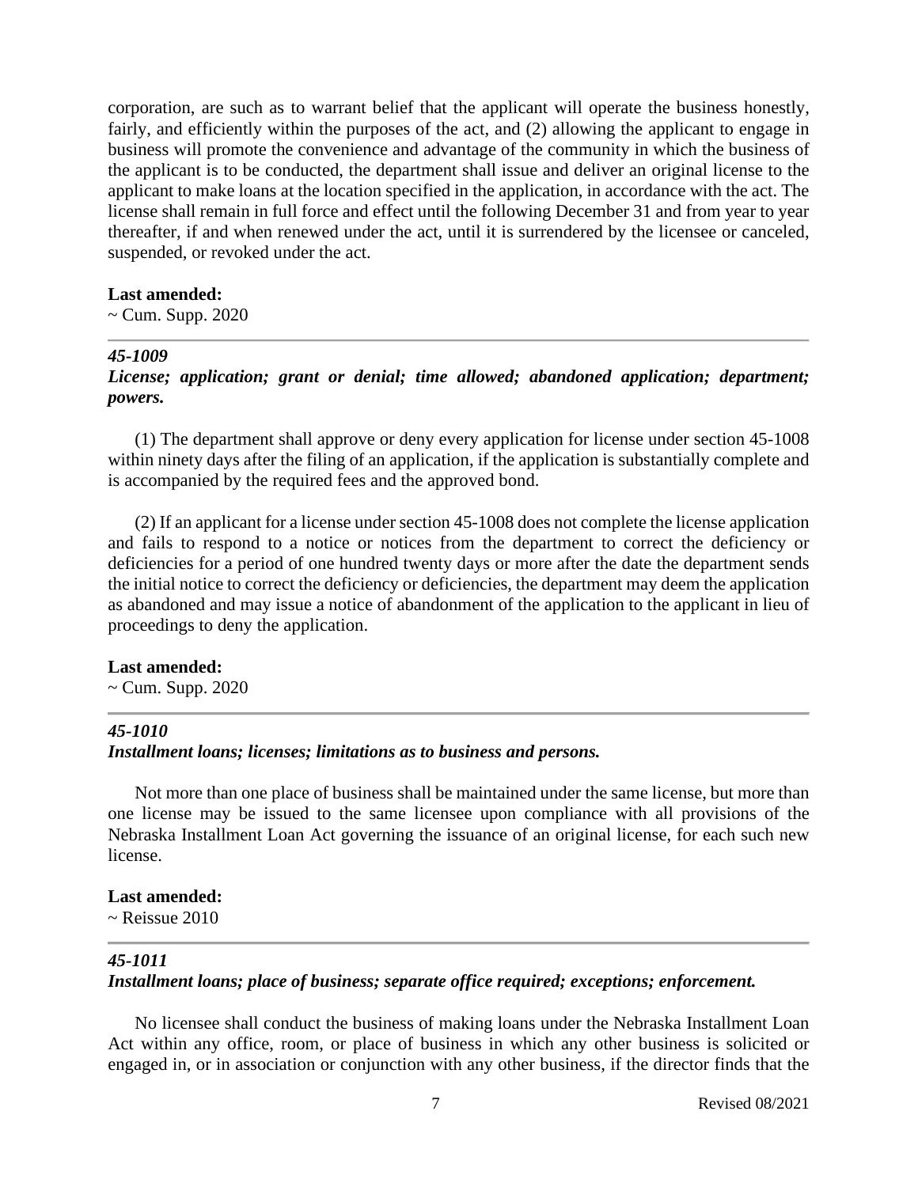corporation, are such as to warrant belief that the applicant will operate the business honestly, fairly, and efficiently within the purposes of the act, and (2) allowing the applicant to engage in business will promote the convenience and advantage of the community in which the business of the applicant is to be conducted, the department shall issue and deliver an original license to the applicant to make loans at the location specified in the application, in accordance with the act. The license shall remain in full force and effect until the following December 31 and from year to year thereafter, if and when renewed under the act, until it is surrendered by the licensee or canceled, suspended, or revoked under the act.

**Last amended:**
~ Cum. Supp. 2020

---

***45-1009***
***License; application; grant or denial; time allowed; abandoned application; department; powers.***

(1) The department shall approve or deny every application for license under section 45-1008 within ninety days after the filing of an application, if the application is substantially complete and is accompanied by the required fees and the approved bond.

(2) If an applicant for a license under section 45-1008 does not complete the license application and fails to respond to a notice or notices from the department to correct the deficiency or deficiencies for a period of one hundred twenty days or more after the date the department sends the initial notice to correct the deficiency or deficiencies, the department may deem the application as abandoned and may issue a notice of abandonment of the application to the applicant in lieu of proceedings to deny the application.

**Last amended:**
~ Cum. Supp. 2020

---

***45-1010***
***Installment loans; licenses; limitations as to business and persons.***

Not more than one place of business shall be maintained under the same license, but more than one license may be issued to the same licensee upon compliance with all provisions of the Nebraska Installment Loan Act governing the issuance of an original license, for each such new license.

**Last amended:**
~ Reissue 2010

---

***45-1011***
***Installment loans; place of business; separate office required; exceptions; enforcement.***

No licensee shall conduct the business of making loans under the Nebraska Installment Loan Act within any office, room, or place of business in which any other business is solicited or engaged in, or in association or conjunction with any other business, if the director finds that the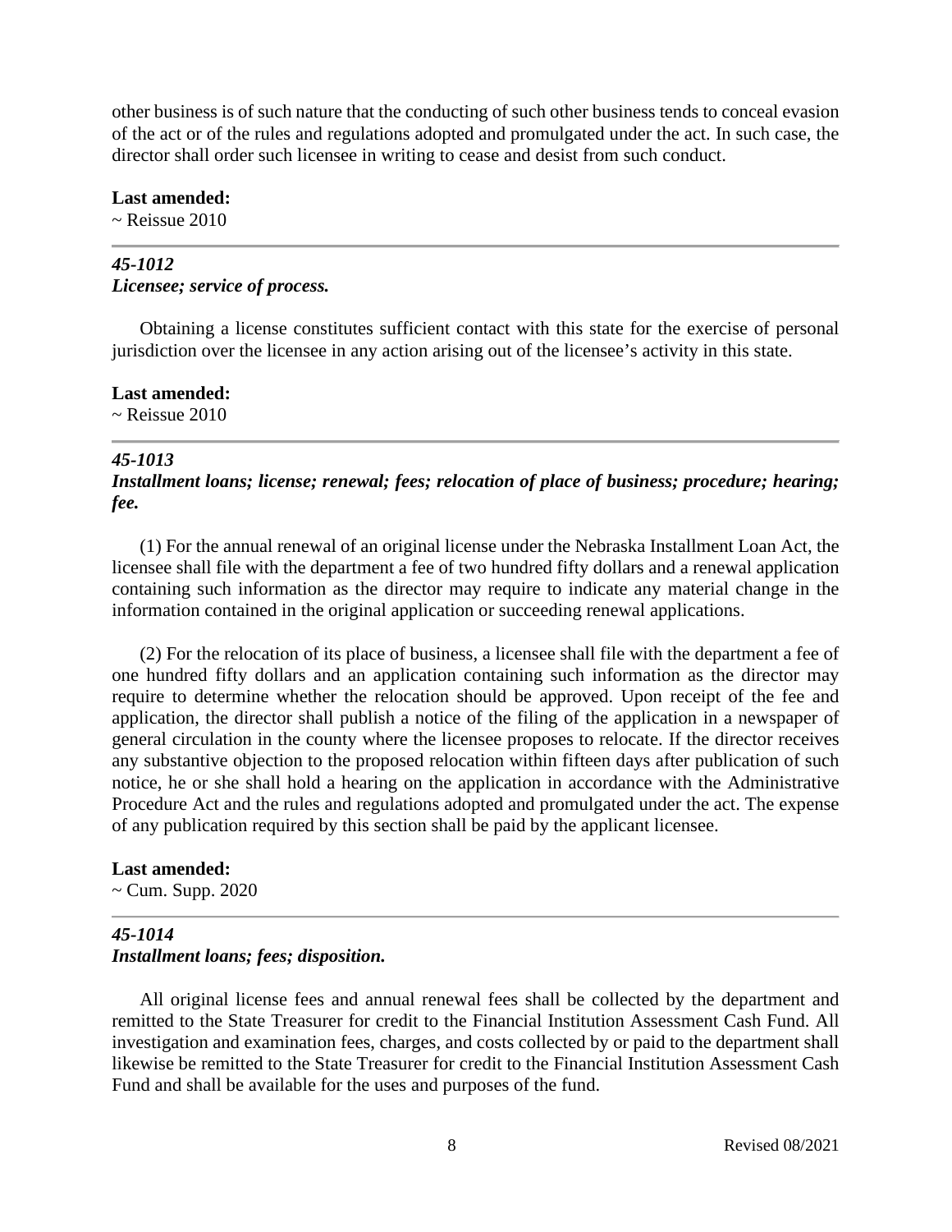other business is of such nature that the conducting of such other business tends to conceal evasion of the act or of the rules and regulations adopted and promulgated under the act. In such case, the director shall order such licensee in writing to cease and desist from such conduct.

**Last amended:**
~ Reissue 2010

---

### *45-1012*
### *Licensee; service of process.*

Obtaining a license constitutes sufficient contact with this state for the exercise of personal jurisdiction over the licensee in any action arising out of the licensee's activity in this state.

**Last amended:**
~ Reissue 2010

---

### *45-1013*
### *Installment loans; license; renewal; fees; relocation of place of business; procedure; hearing; fee.*

(1) For the annual renewal of an original license under the Nebraska Installment Loan Act, the licensee shall file with the department a fee of two hundred fifty dollars and a renewal application containing such information as the director may require to indicate any material change in the information contained in the original application or succeeding renewal applications.

(2) For the relocation of its place of business, a licensee shall file with the department a fee of one hundred fifty dollars and an application containing such information as the director may require to determine whether the relocation should be approved. Upon receipt of the fee and application, the director shall publish a notice of the filing of the application in a newspaper of general circulation in the county where the licensee proposes to relocate. If the director receives any substantive objection to the proposed relocation within fifteen days after publication of such notice, he or she shall hold a hearing on the application in accordance with the Administrative Procedure Act and the rules and regulations adopted and promulgated under the act. The expense of any publication required by this section shall be paid by the applicant licensee.

**Last amended:**
~ Cum. Supp. 2020

---

### *45-1014*
### *Installment loans; fees; disposition.*

All original license fees and annual renewal fees shall be collected by the department and remitted to the State Treasurer for credit to the Financial Institution Assessment Cash Fund. All investigation and examination fees, charges, and costs collected by or paid to the department shall likewise be remitted to the State Treasurer for credit to the Financial Institution Assessment Cash Fund and shall be available for the uses and purposes of the fund.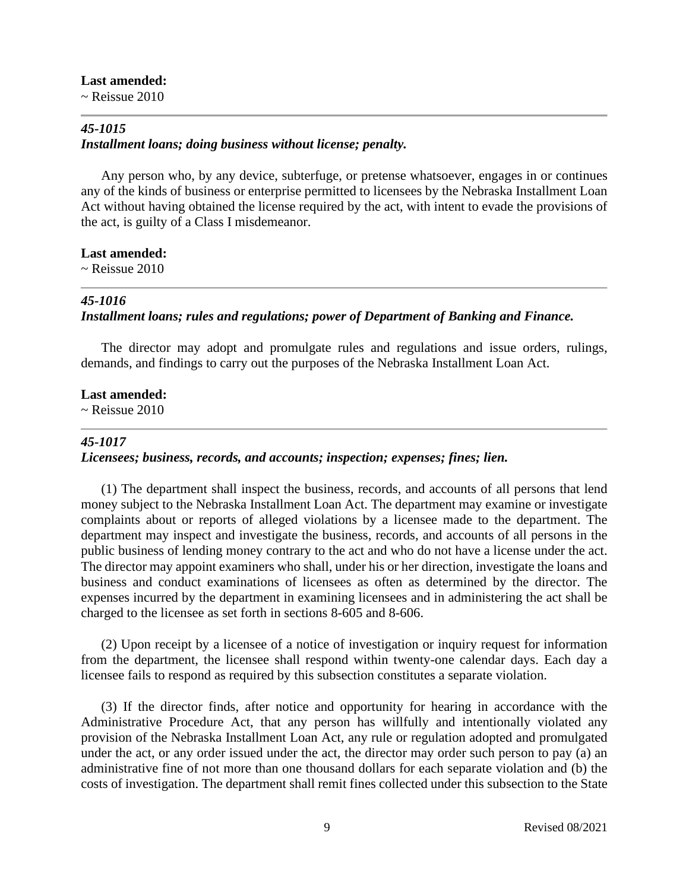**Last amended:**
~ Reissue 2010

---

***45-1015***
***Installment loans; doing business without license; penalty.***

Any person who, by any device, subterfuge, or pretense whatsoever, engages in or continues any of the kinds of business or enterprise permitted to licensees by the Nebraska Installment Loan Act without having obtained the license required by the act, with intent to evade the provisions of the act, is guilty of a Class I misdemeanor.

**Last amended:**
~ Reissue 2010

---

***45-1016***
***Installment loans; rules and regulations; power of Department of Banking and Finance.***

The director may adopt and promulgate rules and regulations and issue orders, rulings, demands, and findings to carry out the purposes of the Nebraska Installment Loan Act.

**Last amended:**
~ Reissue 2010

---

***45-1017***
***Licensees; business, records, and accounts; inspection; expenses; fines; lien.***

(1) The department shall inspect the business, records, and accounts of all persons that lend money subject to the Nebraska Installment Loan Act. The department may examine or investigate complaints about or reports of alleged violations by a licensee made to the department. The department may inspect and investigate the business, records, and accounts of all persons in the public business of lending money contrary to the act and who do not have a license under the act. The director may appoint examiners who shall, under his or her direction, investigate the loans and business and conduct examinations of licensees as often as determined by the director. The expenses incurred by the department in examining licensees and in administering the act shall be charged to the licensee as set forth in sections 8-605 and 8-606.

(2) Upon receipt by a licensee of a notice of investigation or inquiry request for information from the department, the licensee shall respond within twenty-one calendar days. Each day a licensee fails to respond as required by this subsection constitutes a separate violation.

(3) If the director finds, after notice and opportunity for hearing in accordance with the Administrative Procedure Act, that any person has willfully and intentionally violated any provision of the Nebraska Installment Loan Act, any rule or regulation adopted and promulgated under the act, or any order issued under the act, the director may order such person to pay (a) an administrative fine of not more than one thousand dollars for each separate violation and (b) the costs of investigation. The department shall remit fines collected under this subsection to the State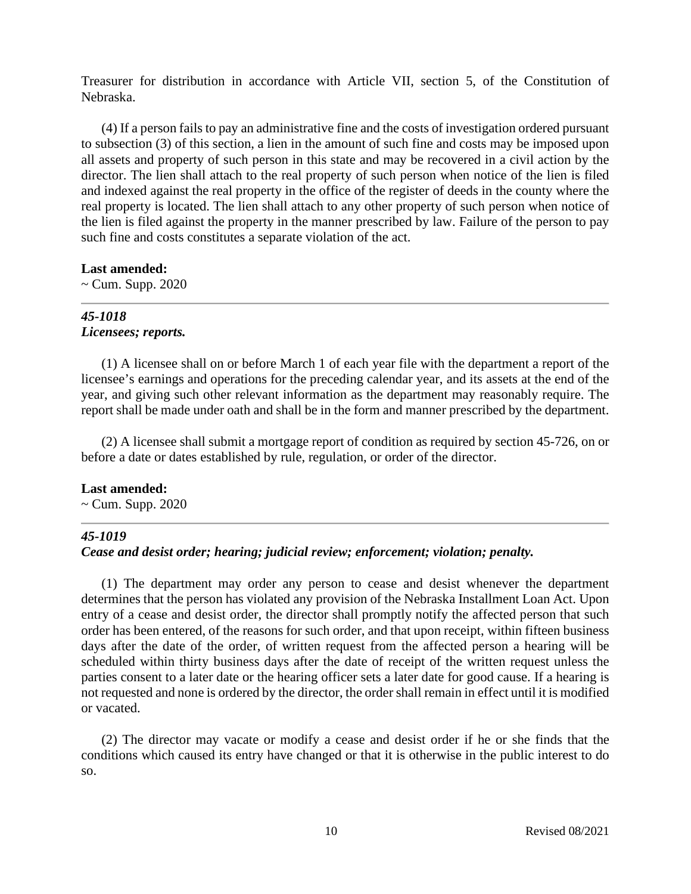Treasurer for distribution in accordance with Article VII, section 5, of the Constitution of Nebraska.

(4) If a person fails to pay an administrative fine and the costs of investigation ordered pursuant to subsection (3) of this section, a lien in the amount of such fine and costs may be imposed upon all assets and property of such person in this state and may be recovered in a civil action by the director. The lien shall attach to the real property of such person when notice of the lien is filed and indexed against the real property in the office of the register of deeds in the county where the real property is located. The lien shall attach to any other property of such person when notice of the lien is filed against the property in the manner prescribed by law. Failure of the person to pay such fine and costs constitutes a separate violation of the act.

**Last amended:**
~ Cum. Supp. 2020

---

***45-1018***
***Licensees; reports.***

(1) A licensee shall on or before March 1 of each year file with the department a report of the licensee's earnings and operations for the preceding calendar year, and its assets at the end of the year, and giving such other relevant information as the department may reasonably require. The report shall be made under oath and shall be in the form and manner prescribed by the department.

(2) A licensee shall submit a mortgage report of condition as required by section 45-726, on or before a date or dates established by rule, regulation, or order of the director.

**Last amended:**
~ Cum. Supp. 2020

---

***45-1019***
***Cease and desist order; hearing; judicial review; enforcement; violation; penalty.***

(1) The department may order any person to cease and desist whenever the department determines that the person has violated any provision of the Nebraska Installment Loan Act. Upon entry of a cease and desist order, the director shall promptly notify the affected person that such order has been entered, of the reasons for such order, and that upon receipt, within fifteen business days after the date of the order, of written request from the affected person a hearing will be scheduled within thirty business days after the date of receipt of the written request unless the parties consent to a later date or the hearing officer sets a later date for good cause. If a hearing is not requested and none is ordered by the director, the order shall remain in effect until it is modified or vacated.

(2) The director may vacate or modify a cease and desist order if he or she finds that the conditions which caused its entry have changed or that it is otherwise in the public interest to do so.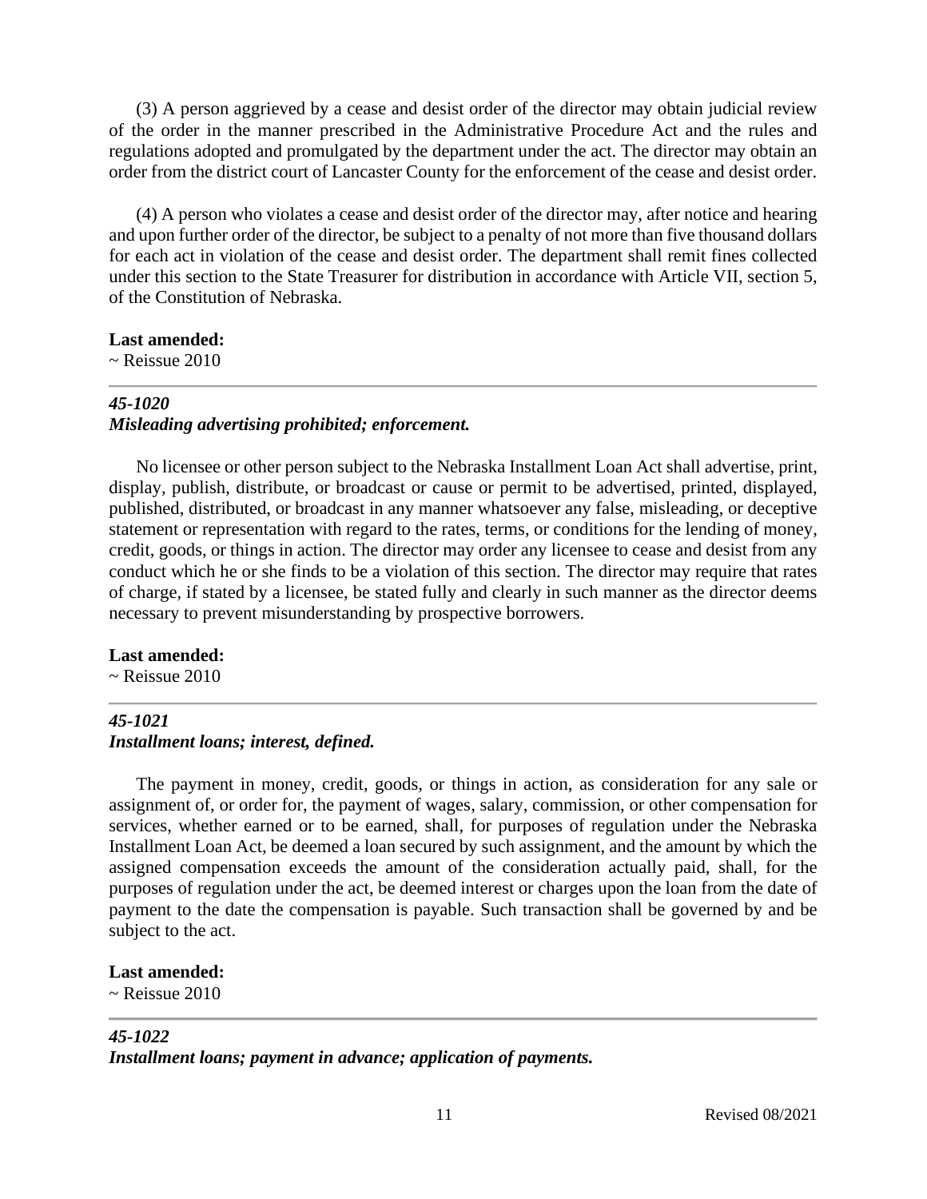(3) A person aggrieved by a cease and desist order of the director may obtain judicial review of the order in the manner prescribed in the Administrative Procedure Act and the rules and regulations adopted and promulgated by the department under the act. The director may obtain an order from the district court of Lancaster County for the enforcement of the cease and desist order.

(4) A person who violates a cease and desist order of the director may, after notice and hearing and upon further order of the director, be subject to a penalty of not more than five thousand dollars for each act in violation of the cease and desist order. The department shall remit fines collected under this section to the State Treasurer for distribution in accordance with Article VII, section 5, of the Constitution of Nebraska.

**Last amended:**
~ Reissue 2010

---

***45-1020***
***Misleading advertising prohibited; enforcement.***

No licensee or other person subject to the Nebraska Installment Loan Act shall advertise, print, display, publish, distribute, or broadcast or cause or permit to be advertised, printed, displayed, published, distributed, or broadcast in any manner whatsoever any false, misleading, or deceptive statement or representation with regard to the rates, terms, or conditions for the lending of money, credit, goods, or things in action. The director may order any licensee to cease and desist from any conduct which he or she finds to be a violation of this section. The director may require that rates of charge, if stated by a licensee, be stated fully and clearly in such manner as the director deems necessary to prevent misunderstanding by prospective borrowers.

**Last amended:**
~ Reissue 2010

---

***45-1021***
***Installment loans; interest, defined.***

The payment in money, credit, goods, or things in action, as consideration for any sale or assignment of, or order for, the payment of wages, salary, commission, or other compensation for services, whether earned or to be earned, shall, for purposes of regulation under the Nebraska Installment Loan Act, be deemed a loan secured by such assignment, and the amount by which the assigned compensation exceeds the amount of the consideration actually paid, shall, for the purposes of regulation under the act, be deemed interest or charges upon the loan from the date of payment to the date the compensation is payable. Such transaction shall be governed by and be subject to the act.

**Last amended:**
~ Reissue 2010

---

***45-1022***
***Installment loans; payment in advance; application of payments.***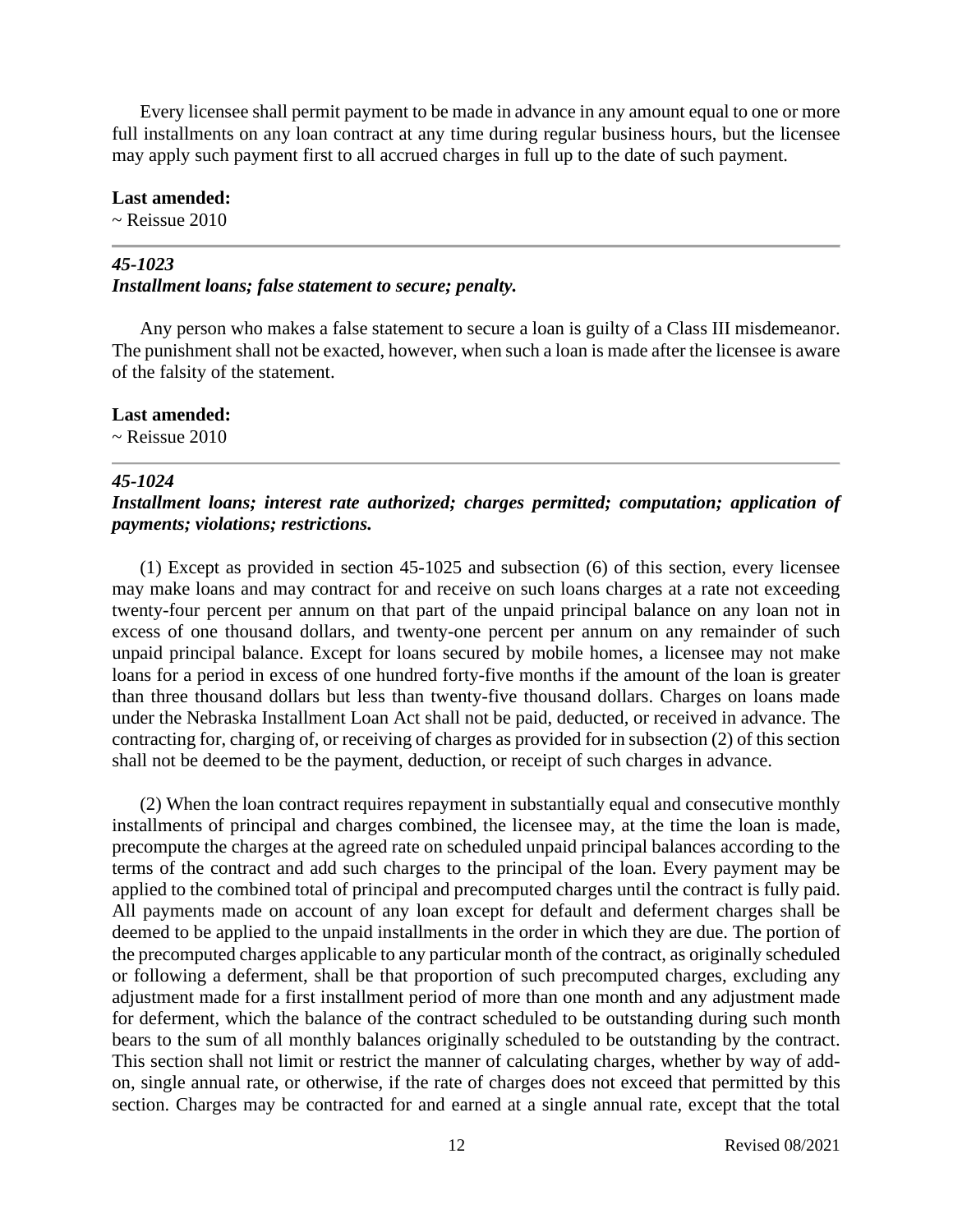Every licensee shall permit payment to be made in advance in any amount equal to one or more full installments on any loan contract at any time during regular business hours, but the licensee may apply such payment first to all accrued charges in full up to the date of such payment.

**Last amended:**
~ Reissue 2010

---

***45-1023***
***Installment loans; false statement to secure; penalty.***

Any person who makes a false statement to secure a loan is guilty of a Class III misdemeanor. The punishment shall not be exacted, however, when such a loan is made after the licensee is aware of the falsity of the statement.

**Last amended:**
~ Reissue 2010

---

***45-1024***
***Installment loans; interest rate authorized; charges permitted; computation; application of payments; violations; restrictions.***

(1) Except as provided in section 45-1025 and subsection (6) of this section, every licensee may make loans and may contract for and receive on such loans charges at a rate not exceeding twenty-four percent per annum on that part of the unpaid principal balance on any loan not in excess of one thousand dollars, and twenty-one percent per annum on any remainder of such unpaid principal balance. Except for loans secured by mobile homes, a licensee may not make loans for a period in excess of one hundred forty-five months if the amount of the loan is greater than three thousand dollars but less than twenty-five thousand dollars. Charges on loans made under the Nebraska Installment Loan Act shall not be paid, deducted, or received in advance. The contracting for, charging of, or receiving of charges as provided for in subsection (2) of this section shall not be deemed to be the payment, deduction, or receipt of such charges in advance.

(2) When the loan contract requires repayment in substantially equal and consecutive monthly installments of principal and charges combined, the licensee may, at the time the loan is made, precompute the charges at the agreed rate on scheduled unpaid principal balances according to the terms of the contract and add such charges to the principal of the loan. Every payment may be applied to the combined total of principal and precomputed charges until the contract is fully paid. All payments made on account of any loan except for default and deferment charges shall be deemed to be applied to the unpaid installments in the order in which they are due. The portion of the precomputed charges applicable to any particular month of the contract, as originally scheduled or following a deferment, shall be that proportion of such precomputed charges, excluding any adjustment made for a first installment period of more than one month and any adjustment made for deferment, which the balance of the contract scheduled to be outstanding during such month bears to the sum of all monthly balances originally scheduled to be outstanding by the contract. This section shall not limit or restrict the manner of calculating charges, whether by way of add-on, single annual rate, or otherwise, if the rate of charges does not exceed that permitted by this section. Charges may be contracted for and earned at a single annual rate, except that the total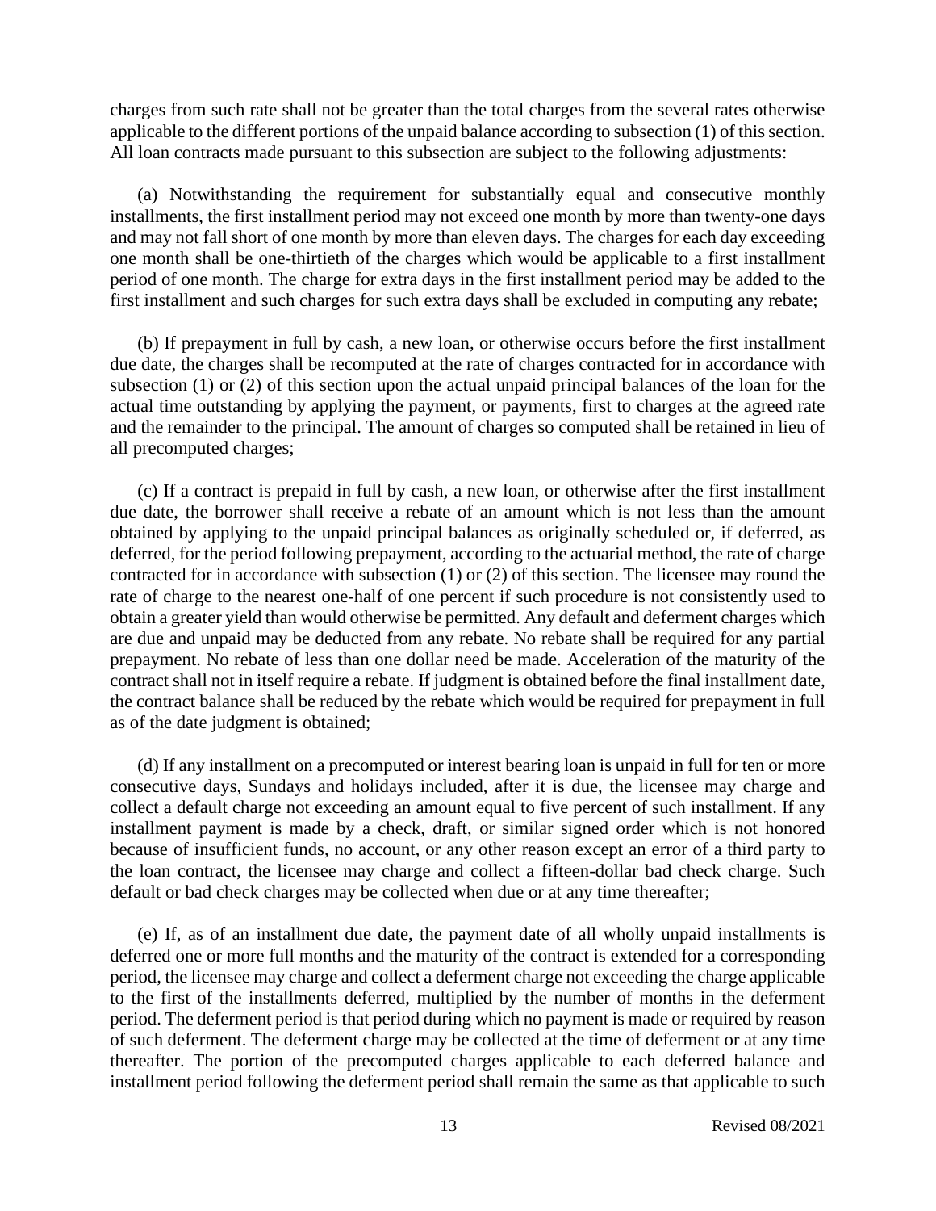charges from such rate shall not be greater than the total charges from the several rates otherwise applicable to the different portions of the unpaid balance according to subsection (1) of this section. All loan contracts made pursuant to this subsection are subject to the following adjustments:

(a) Notwithstanding the requirement for substantially equal and consecutive monthly installments, the first installment period may not exceed one month by more than twenty-one days and may not fall short of one month by more than eleven days. The charges for each day exceeding one month shall be one-thirtieth of the charges which would be applicable to a first installment period of one month. The charge for extra days in the first installment period may be added to the first installment and such charges for such extra days shall be excluded in computing any rebate;

(b) If prepayment in full by cash, a new loan, or otherwise occurs before the first installment due date, the charges shall be recomputed at the rate of charges contracted for in accordance with subsection (1) or (2) of this section upon the actual unpaid principal balances of the loan for the actual time outstanding by applying the payment, or payments, first to charges at the agreed rate and the remainder to the principal. The amount of charges so computed shall be retained in lieu of all precomputed charges;

(c) If a contract is prepaid in full by cash, a new loan, or otherwise after the first installment due date, the borrower shall receive a rebate of an amount which is not less than the amount obtained by applying to the unpaid principal balances as originally scheduled or, if deferred, as deferred, for the period following prepayment, according to the actuarial method, the rate of charge contracted for in accordance with subsection (1) or (2) of this section. The licensee may round the rate of charge to the nearest one-half of one percent if such procedure is not consistently used to obtain a greater yield than would otherwise be permitted. Any default and deferment charges which are due and unpaid may be deducted from any rebate. No rebate shall be required for any partial prepayment. No rebate of less than one dollar need be made. Acceleration of the maturity of the contract shall not in itself require a rebate. If judgment is obtained before the final installment date, the contract balance shall be reduced by the rebate which would be required for prepayment in full as of the date judgment is obtained;

(d) If any installment on a precomputed or interest bearing loan is unpaid in full for ten or more consecutive days, Sundays and holidays included, after it is due, the licensee may charge and collect a default charge not exceeding an amount equal to five percent of such installment. If any installment payment is made by a check, draft, or similar signed order which is not honored because of insufficient funds, no account, or any other reason except an error of a third party to the loan contract, the licensee may charge and collect a fifteen-dollar bad check charge. Such default or bad check charges may be collected when due or at any time thereafter;

(e) If, as of an installment due date, the payment date of all wholly unpaid installments is deferred one or more full months and the maturity of the contract is extended for a corresponding period, the licensee may charge and collect a deferment charge not exceeding the charge applicable to the first of the installments deferred, multiplied by the number of months in the deferment period. The deferment period is that period during which no payment is made or required by reason of such deferment. The deferment charge may be collected at the time of deferment or at any time thereafter. The portion of the precomputed charges applicable to each deferred balance and installment period following the deferment period shall remain the same as that applicable to such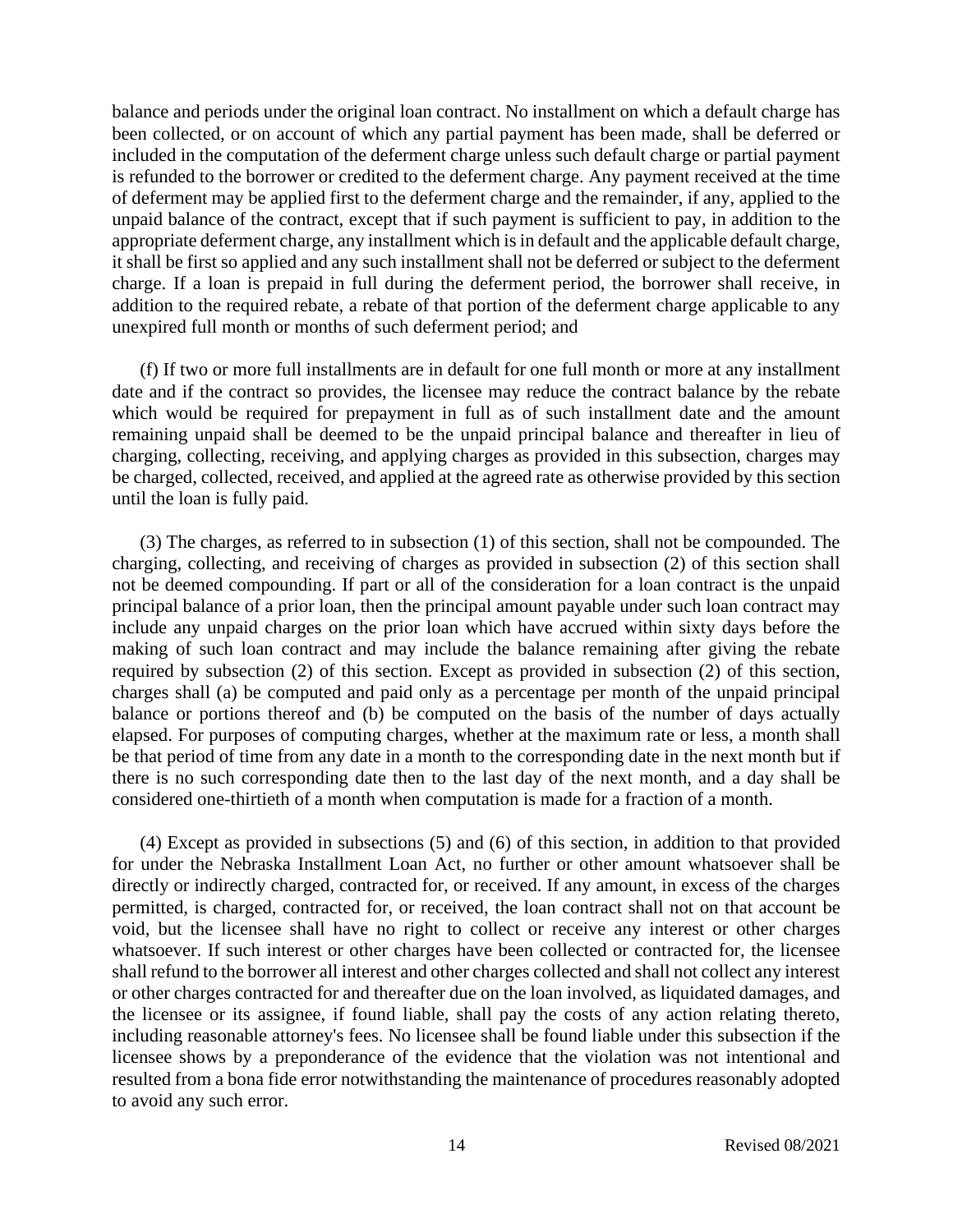balance and periods under the original loan contract. No installment on which a default charge has been collected, or on account of which any partial payment has been made, shall be deferred or included in the computation of the deferment charge unless such default charge or partial payment is refunded to the borrower or credited to the deferment charge. Any payment received at the time of deferment may be applied first to the deferment charge and the remainder, if any, applied to the unpaid balance of the contract, except that if such payment is sufficient to pay, in addition to the appropriate deferment charge, any installment which is in default and the applicable default charge, it shall be first so applied and any such installment shall not be deferred or subject to the deferment charge. If a loan is prepaid in full during the deferment period, the borrower shall receive, in addition to the required rebate, a rebate of that portion of the deferment charge applicable to any unexpired full month or months of such deferment period; and

(f) If two or more full installments are in default for one full month or more at any installment date and if the contract so provides, the licensee may reduce the contract balance by the rebate which would be required for prepayment in full as of such installment date and the amount remaining unpaid shall be deemed to be the unpaid principal balance and thereafter in lieu of charging, collecting, receiving, and applying charges as provided in this subsection, charges may be charged, collected, received, and applied at the agreed rate as otherwise provided by this section until the loan is fully paid.

(3) The charges, as referred to in subsection (1) of this section, shall not be compounded. The charging, collecting, and receiving of charges as provided in subsection (2) of this section shall not be deemed compounding. If part or all of the consideration for a loan contract is the unpaid principal balance of a prior loan, then the principal amount payable under such loan contract may include any unpaid charges on the prior loan which have accrued within sixty days before the making of such loan contract and may include the balance remaining after giving the rebate required by subsection (2) of this section. Except as provided in subsection (2) of this section, charges shall (a) be computed and paid only as a percentage per month of the unpaid principal balance or portions thereof and (b) be computed on the basis of the number of days actually elapsed. For purposes of computing charges, whether at the maximum rate or less, a month shall be that period of time from any date in a month to the corresponding date in the next month but if there is no such corresponding date then to the last day of the next month, and a day shall be considered one-thirtieth of a month when computation is made for a fraction of a month.

(4) Except as provided in subsections (5) and (6) of this section, in addition to that provided for under the Nebraska Installment Loan Act, no further or other amount whatsoever shall be directly or indirectly charged, contracted for, or received. If any amount, in excess of the charges permitted, is charged, contracted for, or received, the loan contract shall not on that account be void, but the licensee shall have no right to collect or receive any interest or other charges whatsoever. If such interest or other charges have been collected or contracted for, the licensee shall refund to the borrower all interest and other charges collected and shall not collect any interest or other charges contracted for and thereafter due on the loan involved, as liquidated damages, and the licensee or its assignee, if found liable, shall pay the costs of any action relating thereto, including reasonable attorney's fees. No licensee shall be found liable under this subsection if the licensee shows by a preponderance of the evidence that the violation was not intentional and resulted from a bona fide error notwithstanding the maintenance of procedures reasonably adopted to avoid any such error.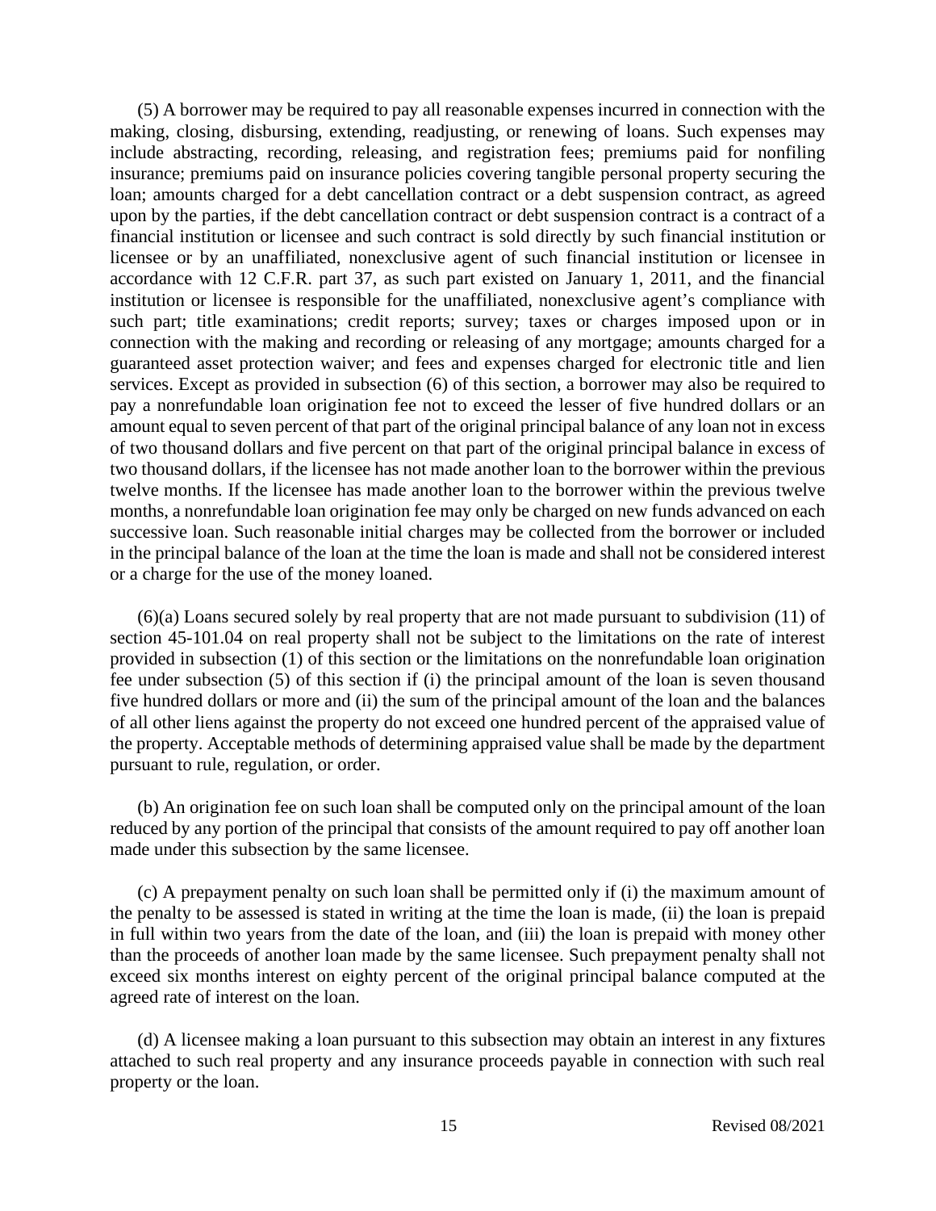(5) A borrower may be required to pay all reasonable expenses incurred in connection with the making, closing, disbursing, extending, readjusting, or renewing of loans. Such expenses may include abstracting, recording, releasing, and registration fees; premiums paid for nonfiling insurance; premiums paid on insurance policies covering tangible personal property securing the loan; amounts charged for a debt cancellation contract or a debt suspension contract, as agreed upon by the parties, if the debt cancellation contract or debt suspension contract is a contract of a financial institution or licensee and such contract is sold directly by such financial institution or licensee or by an unaffiliated, nonexclusive agent of such financial institution or licensee in accordance with 12 C.F.R. part 37, as such part existed on January 1, 2011, and the financial institution or licensee is responsible for the unaffiliated, nonexclusive agent's compliance with such part; title examinations; credit reports; survey; taxes or charges imposed upon or in connection with the making and recording or releasing of any mortgage; amounts charged for a guaranteed asset protection waiver; and fees and expenses charged for electronic title and lien services. Except as provided in subsection (6) of this section, a borrower may also be required to pay a nonrefundable loan origination fee not to exceed the lesser of five hundred dollars or an amount equal to seven percent of that part of the original principal balance of any loan not in excess of two thousand dollars and five percent on that part of the original principal balance in excess of two thousand dollars, if the licensee has not made another loan to the borrower within the previous twelve months. If the licensee has made another loan to the borrower within the previous twelve months, a nonrefundable loan origination fee may only be charged on new funds advanced on each successive loan. Such reasonable initial charges may be collected from the borrower or included in the principal balance of the loan at the time the loan is made and shall not be considered interest or a charge for the use of the money loaned.

(6)(a) Loans secured solely by real property that are not made pursuant to subdivision (11) of section 45-101.04 on real property shall not be subject to the limitations on the rate of interest provided in subsection (1) of this section or the limitations on the nonrefundable loan origination fee under subsection (5) of this section if (i) the principal amount of the loan is seven thousand five hundred dollars or more and (ii) the sum of the principal amount of the loan and the balances of all other liens against the property do not exceed one hundred percent of the appraised value of the property. Acceptable methods of determining appraised value shall be made by the department pursuant to rule, regulation, or order.

(b) An origination fee on such loan shall be computed only on the principal amount of the loan reduced by any portion of the principal that consists of the amount required to pay off another loan made under this subsection by the same licensee.

(c) A prepayment penalty on such loan shall be permitted only if (i) the maximum amount of the penalty to be assessed is stated in writing at the time the loan is made, (ii) the loan is prepaid in full within two years from the date of the loan, and (iii) the loan is prepaid with money other than the proceeds of another loan made by the same licensee. Such prepayment penalty shall not exceed six months interest on eighty percent of the original principal balance computed at the agreed rate of interest on the loan.

(d) A licensee making a loan pursuant to this subsection may obtain an interest in any fixtures attached to such real property and any insurance proceeds payable in connection with such real property or the loan.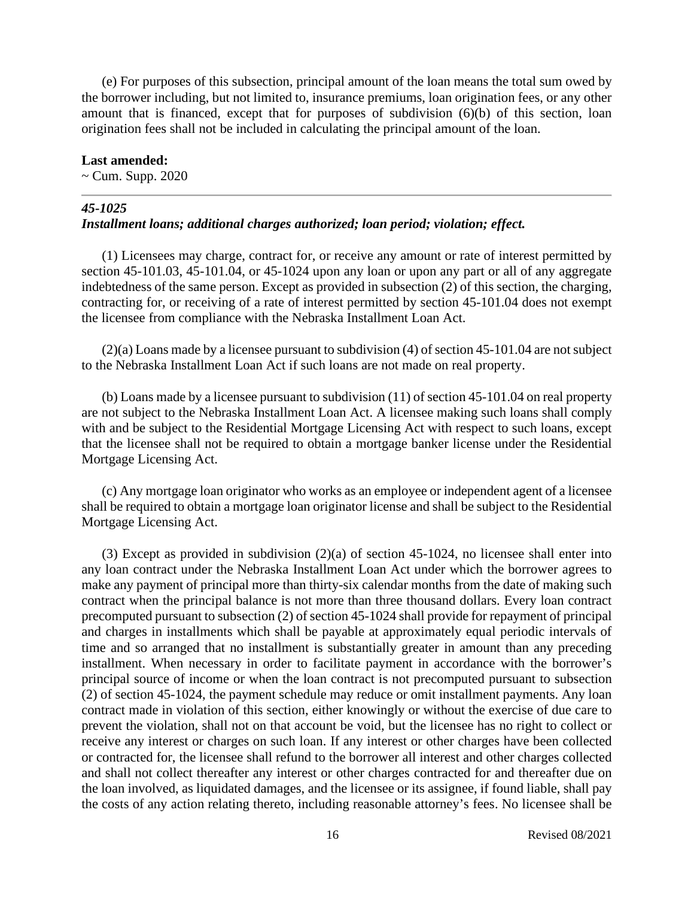(e) For purposes of this subsection, principal amount of the loan means the total sum owed by the borrower including, but not limited to, insurance premiums, loan origination fees, or any other amount that is financed, except that for purposes of subdivision (6)(b) of this section, loan origination fees shall not be included in calculating the principal amount of the loan.

**Last amended:**
~ Cum. Supp. 2020

---

### ***45-1025***
### ***Installment loans; additional charges authorized; loan period; violation; effect.***

(1) Licensees may charge, contract for, or receive any amount or rate of interest permitted by section 45-101.03, 45-101.04, or 45-1024 upon any loan or upon any part or all of any aggregate indebtedness of the same person. Except as provided in subsection (2) of this section, the charging, contracting for, or receiving of a rate of interest permitted by section 45-101.04 does not exempt the licensee from compliance with the Nebraska Installment Loan Act.

(2)(a) Loans made by a licensee pursuant to subdivision (4) of section 45-101.04 are not subject to the Nebraska Installment Loan Act if such loans are not made on real property.

(b) Loans made by a licensee pursuant to subdivision (11) of section 45-101.04 on real property are not subject to the Nebraska Installment Loan Act. A licensee making such loans shall comply with and be subject to the Residential Mortgage Licensing Act with respect to such loans, except that the licensee shall not be required to obtain a mortgage banker license under the Residential Mortgage Licensing Act.

(c) Any mortgage loan originator who works as an employee or independent agent of a licensee shall be required to obtain a mortgage loan originator license and shall be subject to the Residential Mortgage Licensing Act.

(3) Except as provided in subdivision (2)(a) of section 45-1024, no licensee shall enter into any loan contract under the Nebraska Installment Loan Act under which the borrower agrees to make any payment of principal more than thirty-six calendar months from the date of making such contract when the principal balance is not more than three thousand dollars. Every loan contract precomputed pursuant to subsection (2) of section 45-1024 shall provide for repayment of principal and charges in installments which shall be payable at approximately equal periodic intervals of time and so arranged that no installment is substantially greater in amount than any preceding installment. When necessary in order to facilitate payment in accordance with the borrower's principal source of income or when the loan contract is not precomputed pursuant to subsection (2) of section 45-1024, the payment schedule may reduce or omit installment payments. Any loan contract made in violation of this section, either knowingly or without the exercise of due care to prevent the violation, shall not on that account be void, but the licensee has no right to collect or receive any interest or charges on such loan. If any interest or other charges have been collected or contracted for, the licensee shall refund to the borrower all interest and other charges collected and shall not collect thereafter any interest or other charges contracted for and thereafter due on the loan involved, as liquidated damages, and the licensee or its assignee, if found liable, shall pay the costs of any action relating thereto, including reasonable attorney's fees. No licensee shall be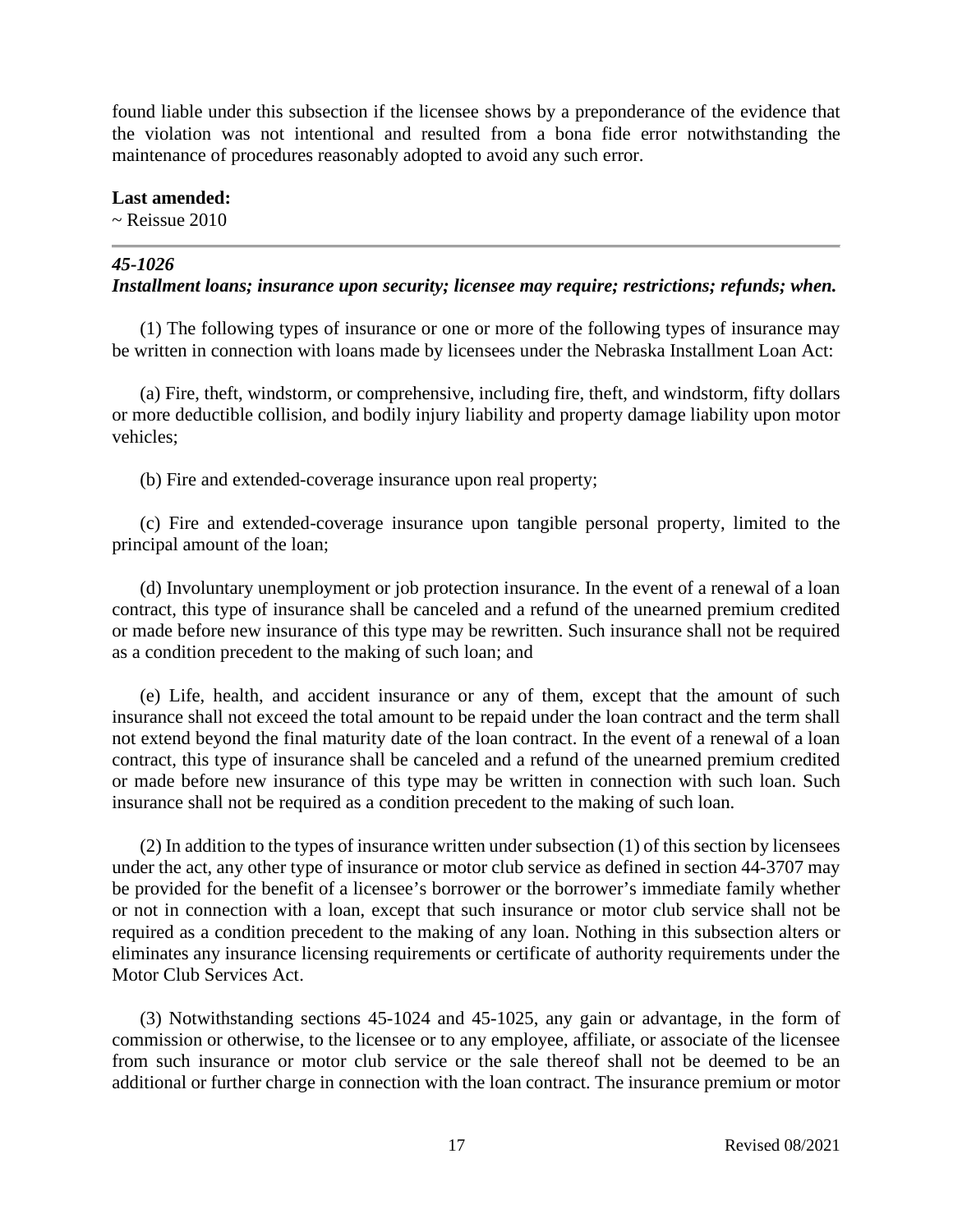found liable under this subsection if the licensee shows by a preponderance of the evidence that the violation was not intentional and resulted from a bona fide error notwithstanding the maintenance of procedures reasonably adopted to avoid any such error.

**Last amended:**
~ Reissue 2010

---

***45-1026***
***Installment loans; insurance upon security; licensee may require; restrictions; refunds; when.***

(1) The following types of insurance or one or more of the following types of insurance may be written in connection with loans made by licensees under the Nebraska Installment Loan Act:

(a) Fire, theft, windstorm, or comprehensive, including fire, theft, and windstorm, fifty dollars or more deductible collision, and bodily injury liability and property damage liability upon motor vehicles;

(b) Fire and extended-coverage insurance upon real property;

(c) Fire and extended-coverage insurance upon tangible personal property, limited to the principal amount of the loan;

(d) Involuntary unemployment or job protection insurance. In the event of a renewal of a loan contract, this type of insurance shall be canceled and a refund of the unearned premium credited or made before new insurance of this type may be rewritten. Such insurance shall not be required as a condition precedent to the making of such loan; and

(e) Life, health, and accident insurance or any of them, except that the amount of such insurance shall not exceed the total amount to be repaid under the loan contract and the term shall not extend beyond the final maturity date of the loan contract. In the event of a renewal of a loan contract, this type of insurance shall be canceled and a refund of the unearned premium credited or made before new insurance of this type may be written in connection with such loan. Such insurance shall not be required as a condition precedent to the making of such loan.

(2) In addition to the types of insurance written under subsection (1) of this section by licensees under the act, any other type of insurance or motor club service as defined in section 44-3707 may be provided for the benefit of a licensee's borrower or the borrower's immediate family whether or not in connection with a loan, except that such insurance or motor club service shall not be required as a condition precedent to the making of any loan. Nothing in this subsection alters or eliminates any insurance licensing requirements or certificate of authority requirements under the Motor Club Services Act.

(3) Notwithstanding sections 45-1024 and 45-1025, any gain or advantage, in the form of commission or otherwise, to the licensee or to any employee, affiliate, or associate of the licensee from such insurance or motor club service or the sale thereof shall not be deemed to be an additional or further charge in connection with the loan contract. The insurance premium or motor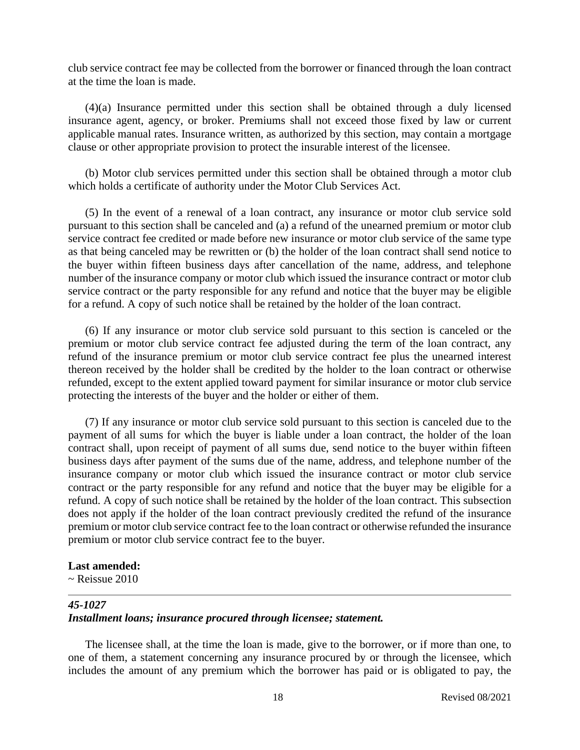club service contract fee may be collected from the borrower or financed through the loan contract at the time the loan is made.

(4)(a) Insurance permitted under this section shall be obtained through a duly licensed insurance agent, agency, or broker. Premiums shall not exceed those fixed by law or current applicable manual rates. Insurance written, as authorized by this section, may contain a mortgage clause or other appropriate provision to protect the insurable interest of the licensee.

(b) Motor club services permitted under this section shall be obtained through a motor club which holds a certificate of authority under the Motor Club Services Act.

(5) In the event of a renewal of a loan contract, any insurance or motor club service sold pursuant to this section shall be canceled and (a) a refund of the unearned premium or motor club service contract fee credited or made before new insurance or motor club service of the same type as that being canceled may be rewritten or (b) the holder of the loan contract shall send notice to the buyer within fifteen business days after cancellation of the name, address, and telephone number of the insurance company or motor club which issued the insurance contract or motor club service contract or the party responsible for any refund and notice that the buyer may be eligible for a refund. A copy of such notice shall be retained by the holder of the loan contract.

(6) If any insurance or motor club service sold pursuant to this section is canceled or the premium or motor club service contract fee adjusted during the term of the loan contract, any refund of the insurance premium or motor club service contract fee plus the unearned interest thereon received by the holder shall be credited by the holder to the loan contract or otherwise refunded, except to the extent applied toward payment for similar insurance or motor club service protecting the interests of the buyer and the holder or either of them.

(7) If any insurance or motor club service sold pursuant to this section is canceled due to the payment of all sums for which the buyer is liable under a loan contract, the holder of the loan contract shall, upon receipt of payment of all sums due, send notice to the buyer within fifteen business days after payment of the sums due of the name, address, and telephone number of the insurance company or motor club which issued the insurance contract or motor club service contract or the party responsible for any refund and notice that the buyer may be eligible for a refund. A copy of such notice shall be retained by the holder of the loan contract. This subsection does not apply if the holder of the loan contract previously credited the refund of the insurance premium or motor club service contract fee to the loan contract or otherwise refunded the insurance premium or motor club service contract fee to the buyer.

**Last amended:**
~ Reissue 2010

---

***45-1027***
***Installment loans; insurance procured through licensee; statement.***

The licensee shall, at the time the loan is made, give to the borrower, or if more than one, to one of them, a statement concerning any insurance procured by or through the licensee, which includes the amount of any premium which the borrower has paid or is obligated to pay, the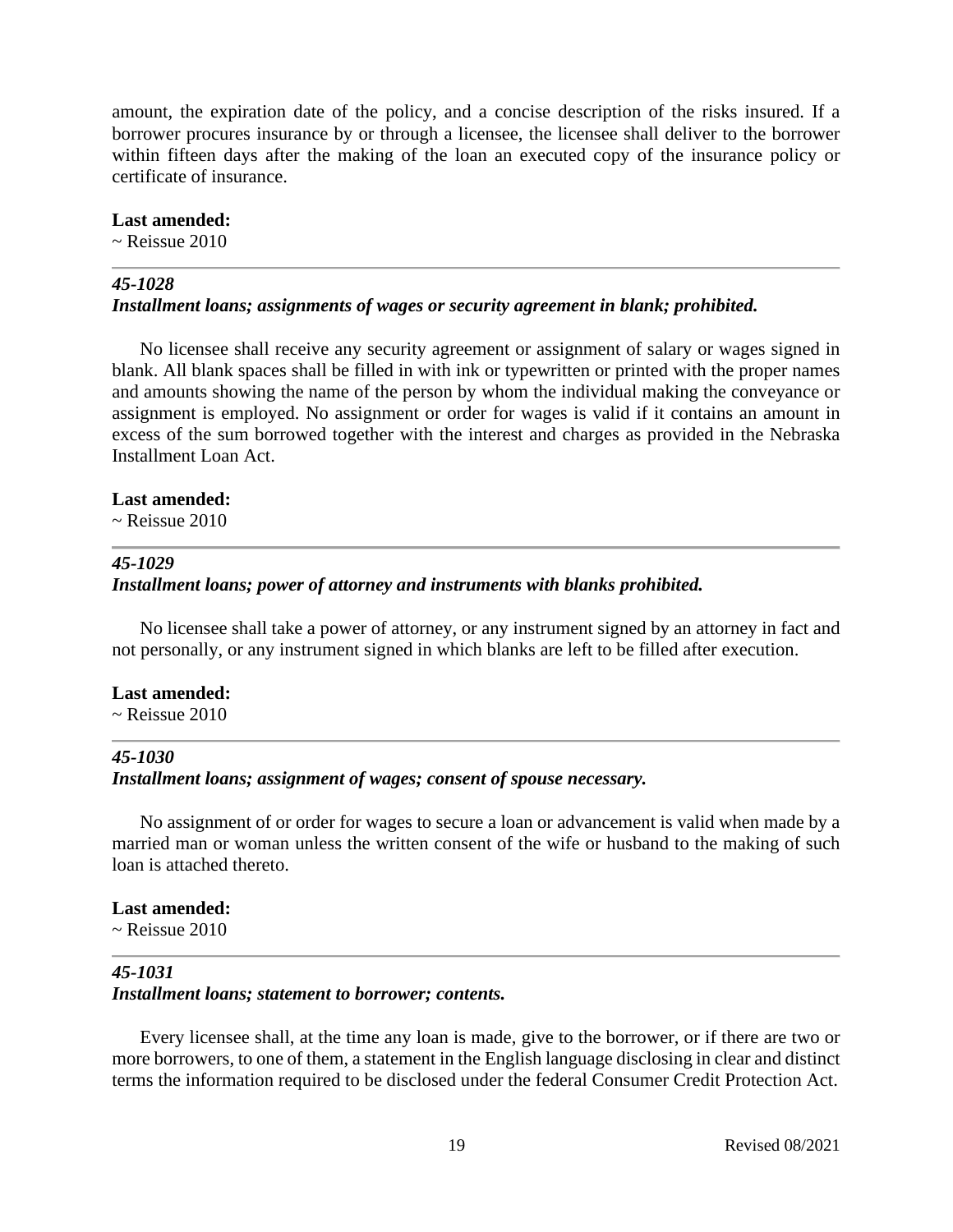amount, the expiration date of the policy, and a concise description of the risks insured. If a borrower procures insurance by or through a licensee, the licensee shall deliver to the borrower within fifteen days after the making of the loan an executed copy of the insurance policy or certificate of insurance.

**Last amended:**
~ Reissue 2010

---

***45-1028***
***Installment loans; assignments of wages or security agreement in blank; prohibited.***

No licensee shall receive any security agreement or assignment of salary or wages signed in blank. All blank spaces shall be filled in with ink or typewritten or printed with the proper names and amounts showing the name of the person by whom the individual making the conveyance or assignment is employed. No assignment or order for wages is valid if it contains an amount in excess of the sum borrowed together with the interest and charges as provided in the Nebraska Installment Loan Act.

**Last amended:**
~ Reissue 2010

---

***45-1029***
***Installment loans; power of attorney and instruments with blanks prohibited.***

No licensee shall take a power of attorney, or any instrument signed by an attorney in fact and not personally, or any instrument signed in which blanks are left to be filled after execution.

**Last amended:**
~ Reissue 2010

---

***45-1030***
***Installment loans; assignment of wages; consent of spouse necessary.***

No assignment of or order for wages to secure a loan or advancement is valid when made by a married man or woman unless the written consent of the wife or husband to the making of such loan is attached thereto.

**Last amended:**
~ Reissue 2010

---

***45-1031***
***Installment loans; statement to borrower; contents.***

Every licensee shall, at the time any loan is made, give to the borrower, or if there are two or more borrowers, to one of them, a statement in the English language disclosing in clear and distinct terms the information required to be disclosed under the federal Consumer Credit Protection Act.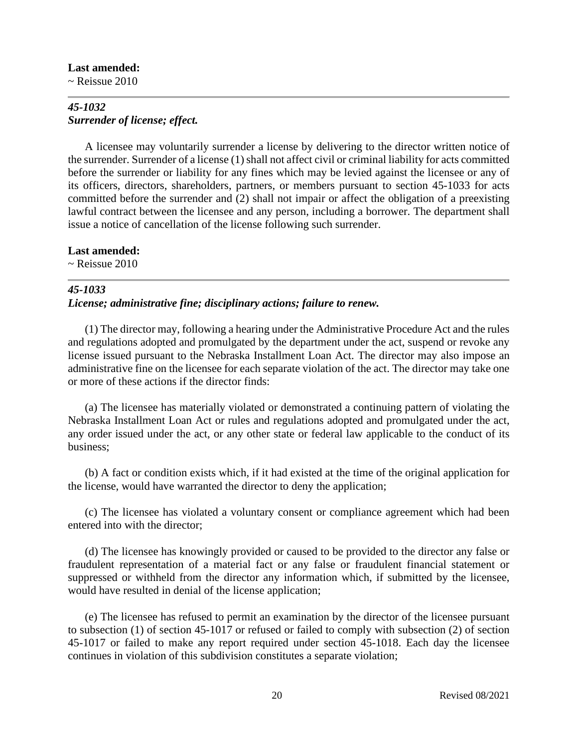**Last amended:**
~ Reissue 2010

---

### *45-1032*
### *Surrender of license; effect.*

A licensee may voluntarily surrender a license by delivering to the director written notice of the surrender. Surrender of a license (1) shall not affect civil or criminal liability for acts committed before the surrender or liability for any fines which may be levied against the licensee or any of its officers, directors, shareholders, partners, or members pursuant to section 45-1033 for acts committed before the surrender and (2) shall not impair or affect the obligation of a preexisting lawful contract between the licensee and any person, including a borrower. The department shall issue a notice of cancellation of the license following such surrender.

**Last amended:**
~ Reissue 2010

---

### *45-1033*
### *License; administrative fine; disciplinary actions; failure to renew.*

(1) The director may, following a hearing under the Administrative Procedure Act and the rules and regulations adopted and promulgated by the department under the act, suspend or revoke any license issued pursuant to the Nebraska Installment Loan Act. The director may also impose an administrative fine on the licensee for each separate violation of the act. The director may take one or more of these actions if the director finds:

(a) The licensee has materially violated or demonstrated a continuing pattern of violating the Nebraska Installment Loan Act or rules and regulations adopted and promulgated under the act, any order issued under the act, or any other state or federal law applicable to the conduct of its business;

(b) A fact or condition exists which, if it had existed at the time of the original application for the license, would have warranted the director to deny the application;

(c) The licensee has violated a voluntary consent or compliance agreement which had been entered into with the director;

(d) The licensee has knowingly provided or caused to be provided to the director any false or fraudulent representation of a material fact or any false or fraudulent financial statement or suppressed or withheld from the director any information which, if submitted by the licensee, would have resulted in denial of the license application;

(e) The licensee has refused to permit an examination by the director of the licensee pursuant to subsection (1) of section 45-1017 or refused or failed to comply with subsection (2) of section 45-1017 or failed to make any report required under section 45-1018. Each day the licensee continues in violation of this subdivision constitutes a separate violation;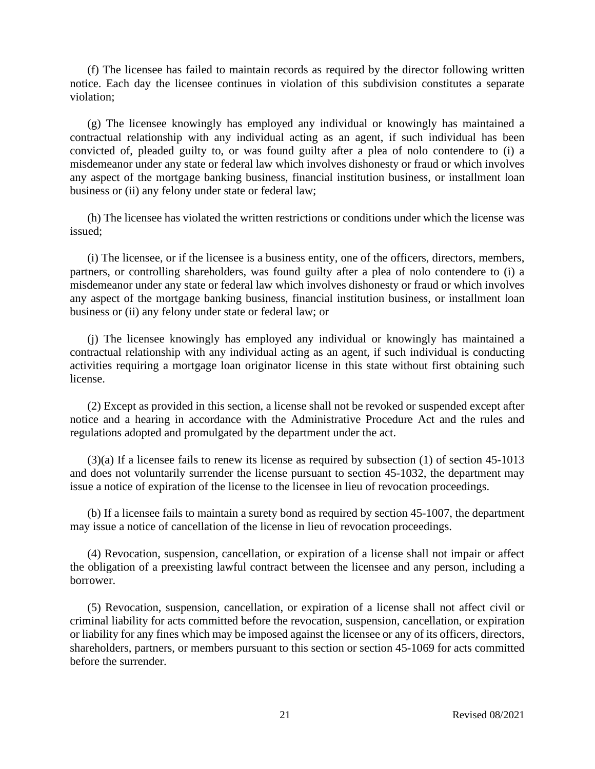(f) The licensee has failed to maintain records as required by the director following written notice. Each day the licensee continues in violation of this subdivision constitutes a separate violation;

(g) The licensee knowingly has employed any individual or knowingly has maintained a contractual relationship with any individual acting as an agent, if such individual has been convicted of, pleaded guilty to, or was found guilty after a plea of nolo contendere to (i) a misdemeanor under any state or federal law which involves dishonesty or fraud or which involves any aspect of the mortgage banking business, financial institution business, or installment loan business or (ii) any felony under state or federal law;

(h) The licensee has violated the written restrictions or conditions under which the license was issued;

(i) The licensee, or if the licensee is a business entity, one of the officers, directors, members, partners, or controlling shareholders, was found guilty after a plea of nolo contendere to (i) a misdemeanor under any state or federal law which involves dishonesty or fraud or which involves any aspect of the mortgage banking business, financial institution business, or installment loan business or (ii) any felony under state or federal law; or

(j) The licensee knowingly has employed any individual or knowingly has maintained a contractual relationship with any individual acting as an agent, if such individual is conducting activities requiring a mortgage loan originator license in this state without first obtaining such license.

(2) Except as provided in this section, a license shall not be revoked or suspended except after notice and a hearing in accordance with the Administrative Procedure Act and the rules and regulations adopted and promulgated by the department under the act.

(3)(a) If a licensee fails to renew its license as required by subsection (1) of section 45-1013 and does not voluntarily surrender the license pursuant to section 45-1032, the department may issue a notice of expiration of the license to the licensee in lieu of revocation proceedings.

(b) If a licensee fails to maintain a surety bond as required by section 45-1007, the department may issue a notice of cancellation of the license in lieu of revocation proceedings.

(4) Revocation, suspension, cancellation, or expiration of a license shall not impair or affect the obligation of a preexisting lawful contract between the licensee and any person, including a borrower.

(5) Revocation, suspension, cancellation, or expiration of a license shall not affect civil or criminal liability for acts committed before the revocation, suspension, cancellation, or expiration or liability for any fines which may be imposed against the licensee or any of its officers, directors, shareholders, partners, or members pursuant to this section or section 45-1069 for acts committed before the surrender.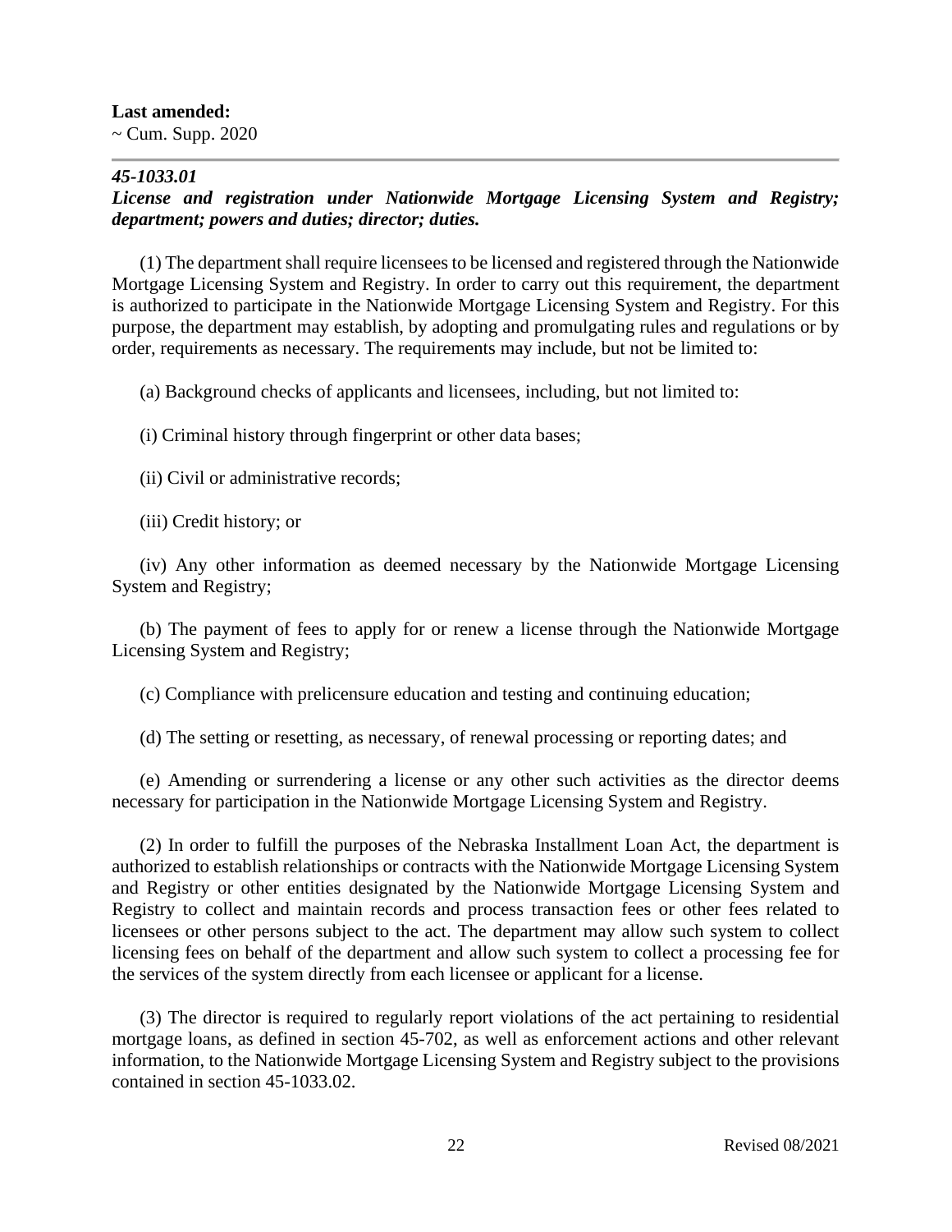**Last amended:**
~ Cum. Supp. 2020

---

***45-1033.01***
***License and registration under Nationwide Mortgage Licensing System and Registry; department; powers and duties; director; duties.***

(1) The department shall require licensees to be licensed and registered through the Nationwide Mortgage Licensing System and Registry. In order to carry out this requirement, the department is authorized to participate in the Nationwide Mortgage Licensing System and Registry. For this purpose, the department may establish, by adopting and promulgating rules and regulations or by order, requirements as necessary. The requirements may include, but not be limited to:

(a) Background checks of applicants and licensees, including, but not limited to:

(i) Criminal history through fingerprint or other data bases;

(ii) Civil or administrative records;

(iii) Credit history; or

(iv) Any other information as deemed necessary by the Nationwide Mortgage Licensing System and Registry;

(b) The payment of fees to apply for or renew a license through the Nationwide Mortgage Licensing System and Registry;

(c) Compliance with prelicensure education and testing and continuing education;

(d) The setting or resetting, as necessary, of renewal processing or reporting dates; and

(e) Amending or surrendering a license or any other such activities as the director deems necessary for participation in the Nationwide Mortgage Licensing System and Registry.

(2) In order to fulfill the purposes of the Nebraska Installment Loan Act, the department is authorized to establish relationships or contracts with the Nationwide Mortgage Licensing System and Registry or other entities designated by the Nationwide Mortgage Licensing System and Registry to collect and maintain records and process transaction fees or other fees related to licensees or other persons subject to the act. The department may allow such system to collect licensing fees on behalf of the department and allow such system to collect a processing fee for the services of the system directly from each licensee or applicant for a license.

(3) The director is required to regularly report violations of the act pertaining to residential mortgage loans, as defined in section 45-702, as well as enforcement actions and other relevant information, to the Nationwide Mortgage Licensing System and Registry subject to the provisions contained in section 45-1033.02.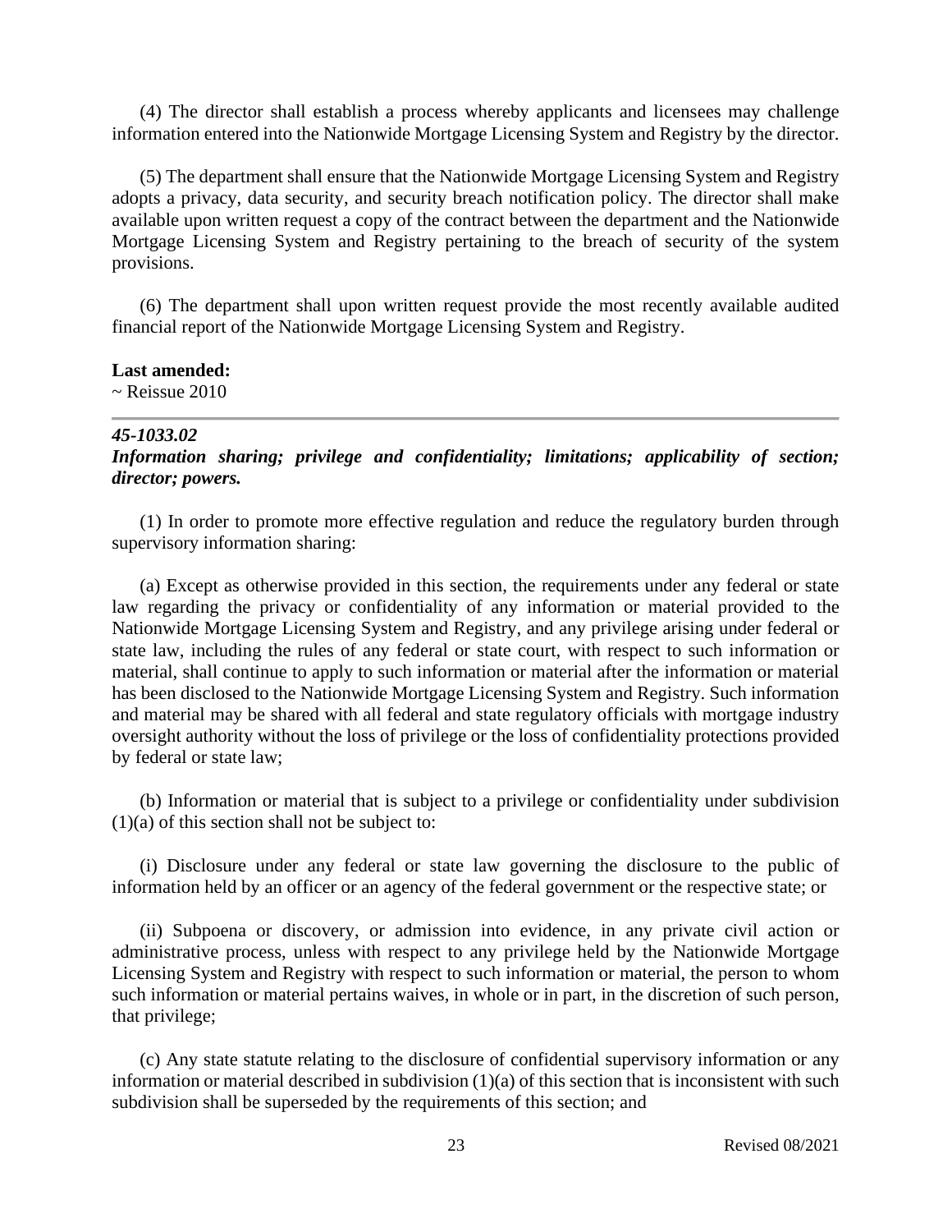(4) The director shall establish a process whereby applicants and licensees may challenge information entered into the Nationwide Mortgage Licensing System and Registry by the director.

(5) The department shall ensure that the Nationwide Mortgage Licensing System and Registry adopts a privacy, data security, and security breach notification policy. The director shall make available upon written request a copy of the contract between the department and the Nationwide Mortgage Licensing System and Registry pertaining to the breach of security of the system provisions.

(6) The department shall upon written request provide the most recently available audited financial report of the Nationwide Mortgage Licensing System and Registry.

**Last amended:**
~ Reissue 2010

---

***45-1033.02***
***Information sharing; privilege and confidentiality; limitations; applicability of section; director; powers.***

(1) In order to promote more effective regulation and reduce the regulatory burden through supervisory information sharing:

(a) Except as otherwise provided in this section, the requirements under any federal or state law regarding the privacy or confidentiality of any information or material provided to the Nationwide Mortgage Licensing System and Registry, and any privilege arising under federal or state law, including the rules of any federal or state court, with respect to such information or material, shall continue to apply to such information or material after the information or material has been disclosed to the Nationwide Mortgage Licensing System and Registry. Such information and material may be shared with all federal and state regulatory officials with mortgage industry oversight authority without the loss of privilege or the loss of confidentiality protections provided by federal or state law;

(b) Information or material that is subject to a privilege or confidentiality under subdivision (1)(a) of this section shall not be subject to:

(i) Disclosure under any federal or state law governing the disclosure to the public of information held by an officer or an agency of the federal government or the respective state; or

(ii) Subpoena or discovery, or admission into evidence, in any private civil action or administrative process, unless with respect to any privilege held by the Nationwide Mortgage Licensing System and Registry with respect to such information or material, the person to whom such information or material pertains waives, in whole or in part, in the discretion of such person, that privilege;

(c) Any state statute relating to the disclosure of confidential supervisory information or any information or material described in subdivision (1)(a) of this section that is inconsistent with such subdivision shall be superseded by the requirements of this section; and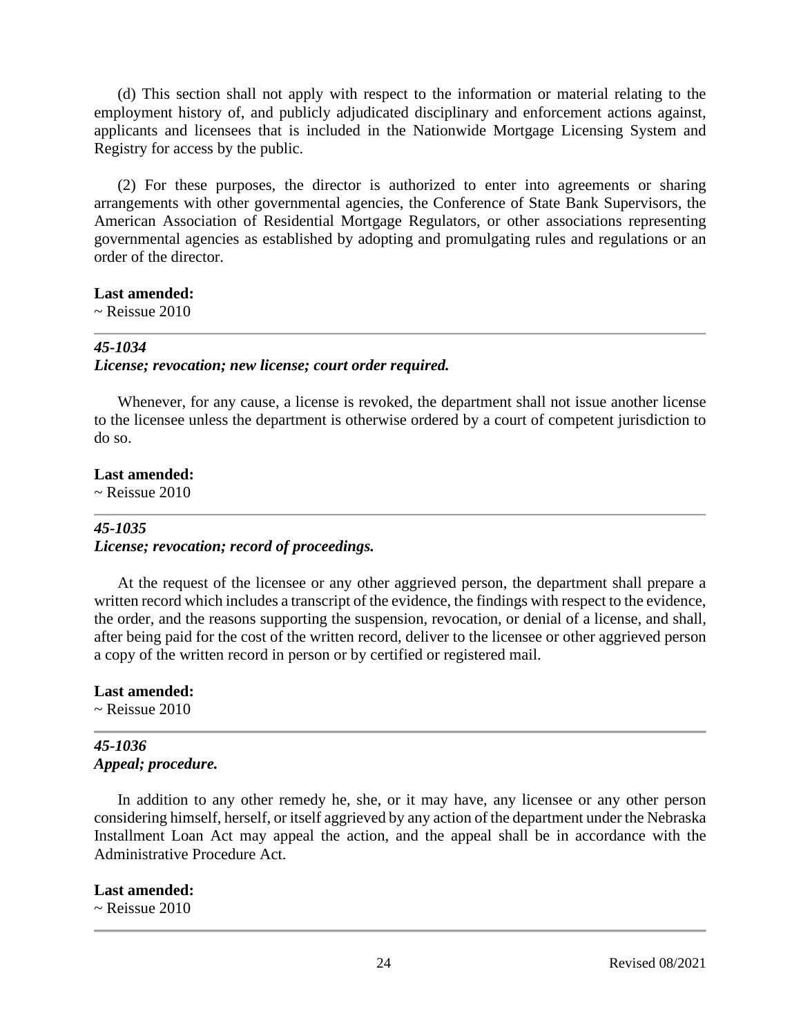(d) This section shall not apply with respect to the information or material relating to the employment history of, and publicly adjudicated disciplinary and enforcement actions against, applicants and licensees that is included in the Nationwide Mortgage Licensing System and Registry for access by the public.

(2) For these purposes, the director is authorized to enter into agreements or sharing arrangements with other governmental agencies, the Conference of State Bank Supervisors, the American Association of Residential Mortgage Regulators, or other associations representing governmental agencies as established by adopting and promulgating rules and regulations or an order of the director.

**Last amended:**
~ Reissue 2010

---

***45-1034***
***License; revocation; new license; court order required.***

Whenever, for any cause, a license is revoked, the department shall not issue another license to the licensee unless the department is otherwise ordered by a court of competent jurisdiction to do so.

**Last amended:**
~ Reissue 2010

---

***45-1035***
***License; revocation; record of proceedings.***

At the request of the licensee or any other aggrieved person, the department shall prepare a written record which includes a transcript of the evidence, the findings with respect to the evidence, the order, and the reasons supporting the suspension, revocation, or denial of a license, and shall, after being paid for the cost of the written record, deliver to the licensee or other aggrieved person a copy of the written record in person or by certified or registered mail.

**Last amended:**
~ Reissue 2010

---

***45-1036***
***Appeal; procedure.***

In addition to any other remedy he, she, or it may have, any licensee or any other person considering himself, herself, or itself aggrieved by any action of the department under the Nebraska Installment Loan Act may appeal the action, and the appeal shall be in accordance with the Administrative Procedure Act.

**Last amended:**
~ Reissue 2010

---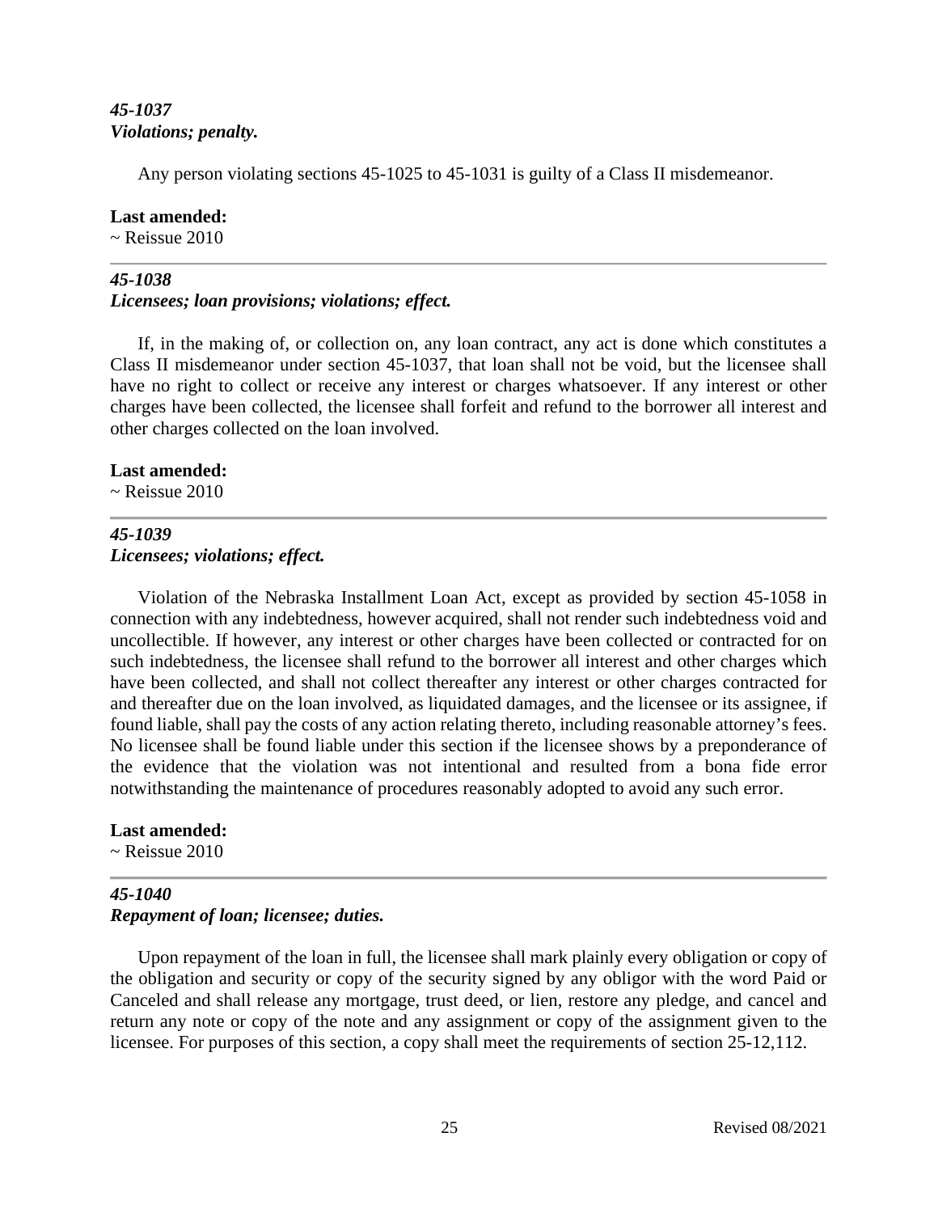***45-1037***
***Violations; penalty.***

Any person violating sections 45-1025 to 45-1031 is guilty of a Class II misdemeanor.

**Last amended:**
~ Reissue 2010

---

***45-1038***
***Licensees; loan provisions; violations; effect.***

If, in the making of, or collection on, any loan contract, any act is done which constitutes a Class II misdemeanor under section 45-1037, that loan shall not be void, but the licensee shall have no right to collect or receive any interest or charges whatsoever. If any interest or other charges have been collected, the licensee shall forfeit and refund to the borrower all interest and other charges collected on the loan involved.

**Last amended:**
~ Reissue 2010

---

***45-1039***
***Licensees; violations; effect.***

Violation of the Nebraska Installment Loan Act, except as provided by section 45-1058 in connection with any indebtedness, however acquired, shall not render such indebtedness void and uncollectible. If however, any interest or other charges have been collected or contracted for on such indebtedness, the licensee shall refund to the borrower all interest and other charges which have been collected, and shall not collect thereafter any interest or other charges contracted for and thereafter due on the loan involved, as liquidated damages, and the licensee or its assignee, if found liable, shall pay the costs of any action relating thereto, including reasonable attorney's fees. No licensee shall be found liable under this section if the licensee shows by a preponderance of the evidence that the violation was not intentional and resulted from a bona fide error notwithstanding the maintenance of procedures reasonably adopted to avoid any such error.

**Last amended:**
~ Reissue 2010

---

***45-1040***
***Repayment of loan; licensee; duties.***

Upon repayment of the loan in full, the licensee shall mark plainly every obligation or copy of the obligation and security or copy of the security signed by any obligor with the word Paid or Canceled and shall release any mortgage, trust deed, or lien, restore any pledge, and cancel and return any note or copy of the note and any assignment or copy of the assignment given to the licensee. For purposes of this section, a copy shall meet the requirements of section 25-12,112.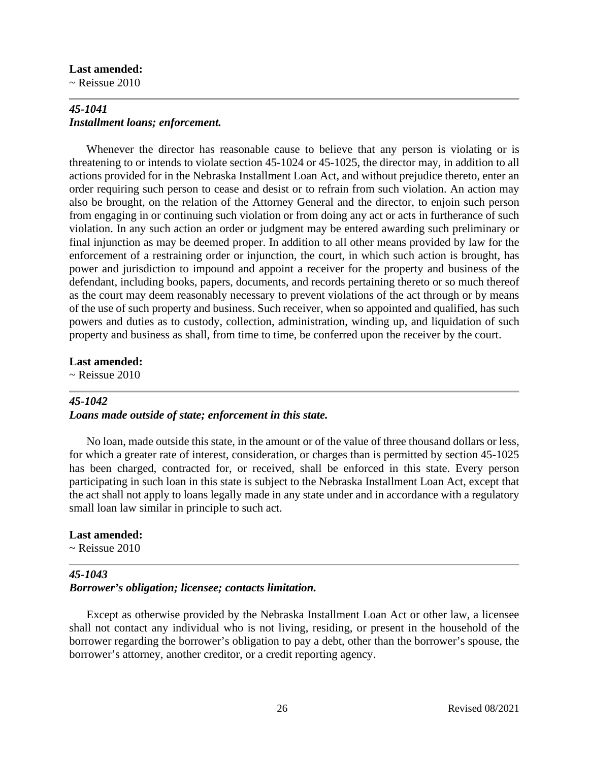**Last amended:**
~ Reissue 2010

---

***45-1041***
***Installment loans; enforcement.***

Whenever the director has reasonable cause to believe that any person is violating or is threatening to or intends to violate section 45-1024 or 45-1025, the director may, in addition to all actions provided for in the Nebraska Installment Loan Act, and without prejudice thereto, enter an order requiring such person to cease and desist or to refrain from such violation. An action may also be brought, on the relation of the Attorney General and the director, to enjoin such person from engaging in or continuing such violation or from doing any act or acts in furtherance of such violation. In any such action an order or judgment may be entered awarding such preliminary or final injunction as may be deemed proper. In addition to all other means provided by law for the enforcement of a restraining order or injunction, the court, in which such action is brought, has power and jurisdiction to impound and appoint a receiver for the property and business of the defendant, including books, papers, documents, and records pertaining thereto or so much thereof as the court may deem reasonably necessary to prevent violations of the act through or by means of the use of such property and business. Such receiver, when so appointed and qualified, has such powers and duties as to custody, collection, administration, winding up, and liquidation of such property and business as shall, from time to time, be conferred upon the receiver by the court.

**Last amended:**
~ Reissue 2010

---

***45-1042***
***Loans made outside of state; enforcement in this state.***

No loan, made outside this state, in the amount or of the value of three thousand dollars or less, for which a greater rate of interest, consideration, or charges than is permitted by section 45-1025 has been charged, contracted for, or received, shall be enforced in this state. Every person participating in such loan in this state is subject to the Nebraska Installment Loan Act, except that the act shall not apply to loans legally made in any state under and in accordance with a regulatory small loan law similar in principle to such act.

**Last amended:**
~ Reissue 2010

---

***45-1043***
***Borrower's obligation; licensee; contacts limitation.***

Except as otherwise provided by the Nebraska Installment Loan Act or other law, a licensee shall not contact any individual who is not living, residing, or present in the household of the borrower regarding the borrower's obligation to pay a debt, other than the borrower's spouse, the borrower's attorney, another creditor, or a credit reporting agency.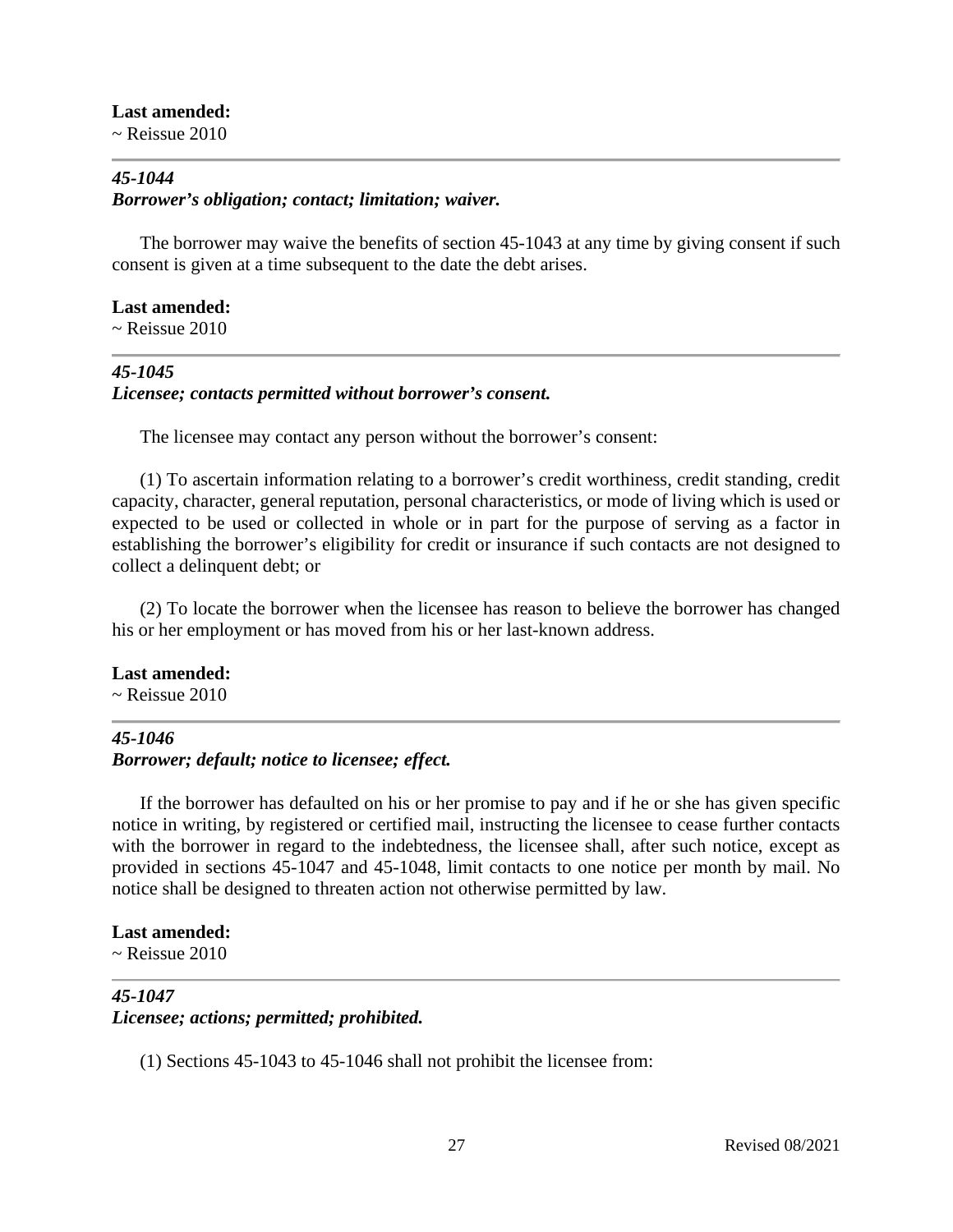**Last amended:**
~ Reissue 2010

---

### *45-1044*
### *Borrower's obligation; contact; limitation; waiver.*

The borrower may waive the benefits of section 45-1043 at any time by giving consent if such consent is given at a time subsequent to the date the debt arises.

**Last amended:**
~ Reissue 2010

---

### *45-1045*
### *Licensee; contacts permitted without borrower's consent.*

The licensee may contact any person without the borrower's consent:

(1) To ascertain information relating to a borrower's credit worthiness, credit standing, credit capacity, character, general reputation, personal characteristics, or mode of living which is used or expected to be used or collected in whole or in part for the purpose of serving as a factor in establishing the borrower's eligibility for credit or insurance if such contacts are not designed to collect a delinquent debt; or

(2) To locate the borrower when the licensee has reason to believe the borrower has changed his or her employment or has moved from his or her last-known address.

**Last amended:**
~ Reissue 2010

---

### *45-1046*
### *Borrower; default; notice to licensee; effect.*

If the borrower has defaulted on his or her promise to pay and if he or she has given specific notice in writing, by registered or certified mail, instructing the licensee to cease further contacts with the borrower in regard to the indebtedness, the licensee shall, after such notice, except as provided in sections 45-1047 and 45-1048, limit contacts to one notice per month by mail. No notice shall be designed to threaten action not otherwise permitted by law.

**Last amended:**
~ Reissue 2010

---

### *45-1047*
### *Licensee; actions; permitted; prohibited.*

(1) Sections 45-1043 to 45-1046 shall not prohibit the licensee from: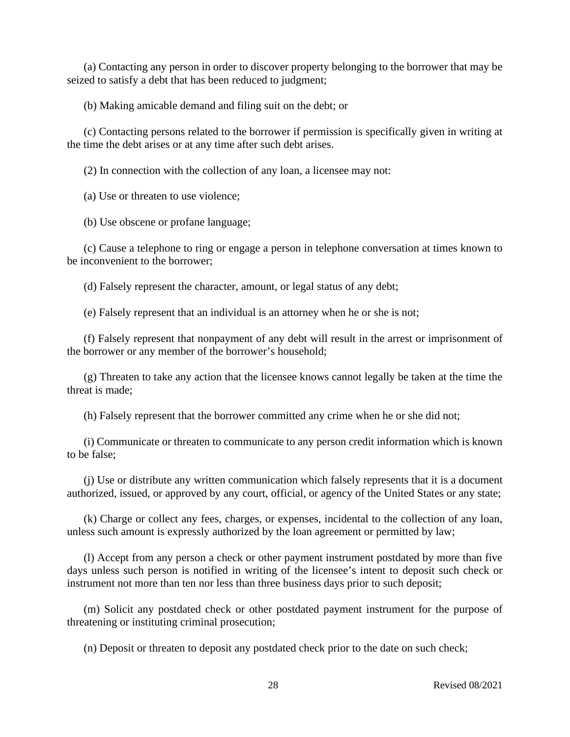(a) Contacting any person in order to discover property belonging to the borrower that may be seized to satisfy a debt that has been reduced to judgment;

(b) Making amicable demand and filing suit on the debt; or

(c) Contacting persons related to the borrower if permission is specifically given in writing at the time the debt arises or at any time after such debt arises.

(2) In connection with the collection of any loan, a licensee may not:

(a) Use or threaten to use violence;

(b) Use obscene or profane language;

(c) Cause a telephone to ring or engage a person in telephone conversation at times known to be inconvenient to the borrower;

(d) Falsely represent the character, amount, or legal status of any debt;

(e) Falsely represent that an individual is an attorney when he or she is not;

(f) Falsely represent that nonpayment of any debt will result in the arrest or imprisonment of the borrower or any member of the borrower's household;

(g) Threaten to take any action that the licensee knows cannot legally be taken at the time the threat is made;

(h) Falsely represent that the borrower committed any crime when he or she did not;

(i) Communicate or threaten to communicate to any person credit information which is known to be false;

(j) Use or distribute any written communication which falsely represents that it is a document authorized, issued, or approved by any court, official, or agency of the United States or any state;

(k) Charge or collect any fees, charges, or expenses, incidental to the collection of any loan, unless such amount is expressly authorized by the loan agreement or permitted by law;

(l) Accept from any person a check or other payment instrument postdated by more than five days unless such person is notified in writing of the licensee's intent to deposit such check or instrument not more than ten nor less than three business days prior to such deposit;

(m) Solicit any postdated check or other postdated payment instrument for the purpose of threatening or instituting criminal prosecution;

(n) Deposit or threaten to deposit any postdated check prior to the date on such check;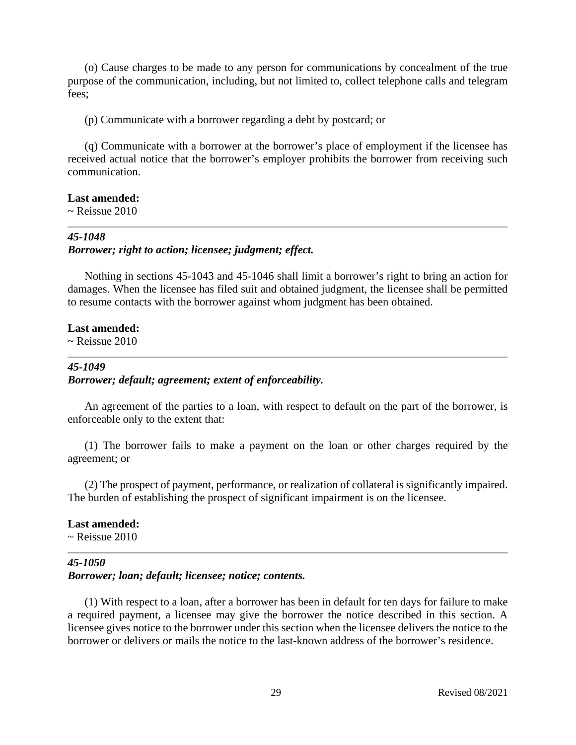(o) Cause charges to be made to any person for communications by concealment of the true purpose of the communication, including, but not limited to, collect telephone calls and telegram fees;

(p) Communicate with a borrower regarding a debt by postcard; or

(q) Communicate with a borrower at the borrower's place of employment if the licensee has received actual notice that the borrower's employer prohibits the borrower from receiving such communication.

**Last amended:**
~ Reissue 2010

---

### *45-1048*
### *Borrower; right to action; licensee; judgment; effect.*

Nothing in sections 45-1043 and 45-1046 shall limit a borrower's right to bring an action for damages. When the licensee has filed suit and obtained judgment, the licensee shall be permitted to resume contacts with the borrower against whom judgment has been obtained.

**Last amended:**
~ Reissue 2010

---

### *45-1049*
### *Borrower; default; agreement; extent of enforceability.*

An agreement of the parties to a loan, with respect to default on the part of the borrower, is enforceable only to the extent that:

(1) The borrower fails to make a payment on the loan or other charges required by the agreement; or

(2) The prospect of payment, performance, or realization of collateral is significantly impaired. The burden of establishing the prospect of significant impairment is on the licensee.

**Last amended:**
~ Reissue 2010

---

### *45-1050*
### *Borrower; loan; default; licensee; notice; contents.*

(1) With respect to a loan, after a borrower has been in default for ten days for failure to make a required payment, a licensee may give the borrower the notice described in this section. A licensee gives notice to the borrower under this section when the licensee delivers the notice to the borrower or delivers or mails the notice to the last-known address of the borrower's residence.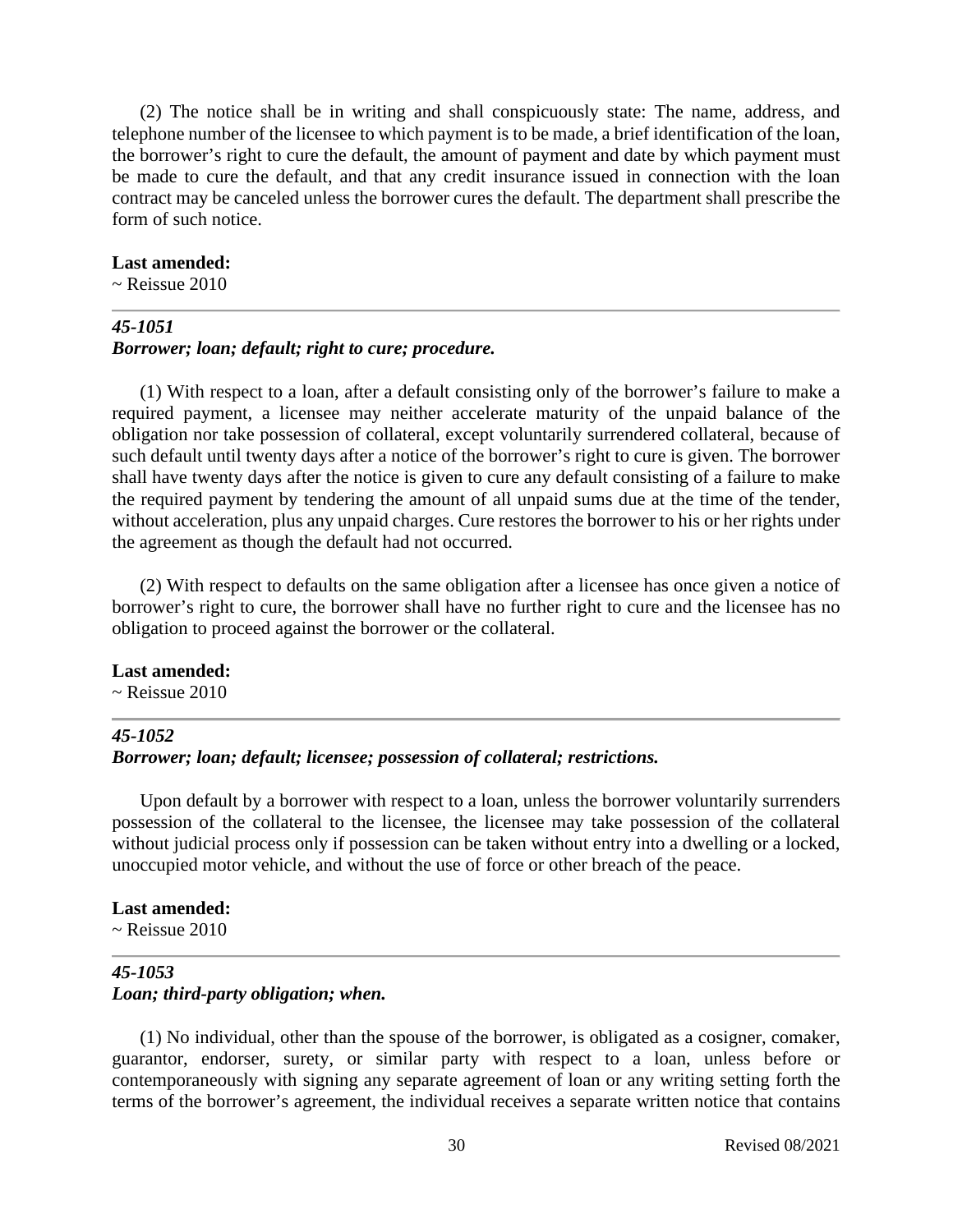(2) The notice shall be in writing and shall conspicuously state: The name, address, and telephone number of the licensee to which payment is to be made, a brief identification of the loan, the borrower's right to cure the default, the amount of payment and date by which payment must be made to cure the default, and that any credit insurance issued in connection with the loan contract may be canceled unless the borrower cures the default. The department shall prescribe the form of such notice.

**Last amended:**
~ Reissue 2010

---

***45-1051***
***Borrower; loan; default; right to cure; procedure.***

(1) With respect to a loan, after a default consisting only of the borrower's failure to make a required payment, a licensee may neither accelerate maturity of the unpaid balance of the obligation nor take possession of collateral, except voluntarily surrendered collateral, because of such default until twenty days after a notice of the borrower's right to cure is given. The borrower shall have twenty days after the notice is given to cure any default consisting of a failure to make the required payment by tendering the amount of all unpaid sums due at the time of the tender, without acceleration, plus any unpaid charges. Cure restores the borrower to his or her rights under the agreement as though the default had not occurred.

(2) With respect to defaults on the same obligation after a licensee has once given a notice of borrower's right to cure, the borrower shall have no further right to cure and the licensee has no obligation to proceed against the borrower or the collateral.

**Last amended:**
~ Reissue 2010

---

***45-1052***
***Borrower; loan; default; licensee; possession of collateral; restrictions.***

Upon default by a borrower with respect to a loan, unless the borrower voluntarily surrenders possession of the collateral to the licensee, the licensee may take possession of the collateral without judicial process only if possession can be taken without entry into a dwelling or a locked, unoccupied motor vehicle, and without the use of force or other breach of the peace.

**Last amended:**
~ Reissue 2010

---

***45-1053***
***Loan; third-party obligation; when.***

(1) No individual, other than the spouse of the borrower, is obligated as a cosigner, comaker, guarantor, endorser, surety, or similar party with respect to a loan, unless before or contemporaneously with signing any separate agreement of loan or any writing setting forth the terms of the borrower's agreement, the individual receives a separate written notice that contains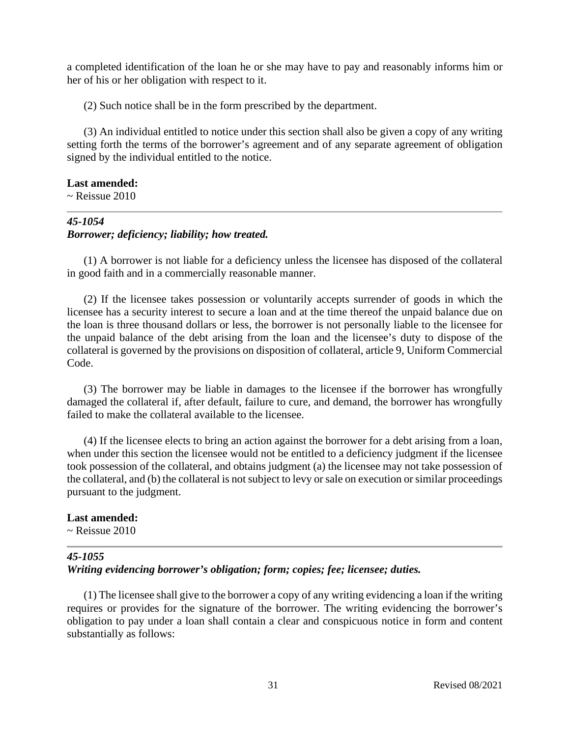a completed identification of the loan he or she may have to pay and reasonably informs him or her of his or her obligation with respect to it.

(2) Such notice shall be in the form prescribed by the department.

(3) An individual entitled to notice under this section shall also be given a copy of any writing setting forth the terms of the borrower's agreement and of any separate agreement of obligation signed by the individual entitled to the notice.

**Last amended:**
~ Reissue 2010

---

### *45-1054*
### *Borrower; deficiency; liability; how treated.*

(1) A borrower is not liable for a deficiency unless the licensee has disposed of the collateral in good faith and in a commercially reasonable manner.

(2) If the licensee takes possession or voluntarily accepts surrender of goods in which the licensee has a security interest to secure a loan and at the time thereof the unpaid balance due on the loan is three thousand dollars or less, the borrower is not personally liable to the licensee for the unpaid balance of the debt arising from the loan and the licensee's duty to dispose of the collateral is governed by the provisions on disposition of collateral, article 9, Uniform Commercial Code.

(3) The borrower may be liable in damages to the licensee if the borrower has wrongfully damaged the collateral if, after default, failure to cure, and demand, the borrower has wrongfully failed to make the collateral available to the licensee.

(4) If the licensee elects to bring an action against the borrower for a debt arising from a loan, when under this section the licensee would not be entitled to a deficiency judgment if the licensee took possession of the collateral, and obtains judgment (a) the licensee may not take possession of the collateral, and (b) the collateral is not subject to levy or sale on execution or similar proceedings pursuant to the judgment.

**Last amended:**
~ Reissue 2010

---

### *45-1055*
### *Writing evidencing borrower's obligation; form; copies; fee; licensee; duties.*

(1) The licensee shall give to the borrower a copy of any writing evidencing a loan if the writing requires or provides for the signature of the borrower. The writing evidencing the borrower's obligation to pay under a loan shall contain a clear and conspicuous notice in form and content substantially as follows: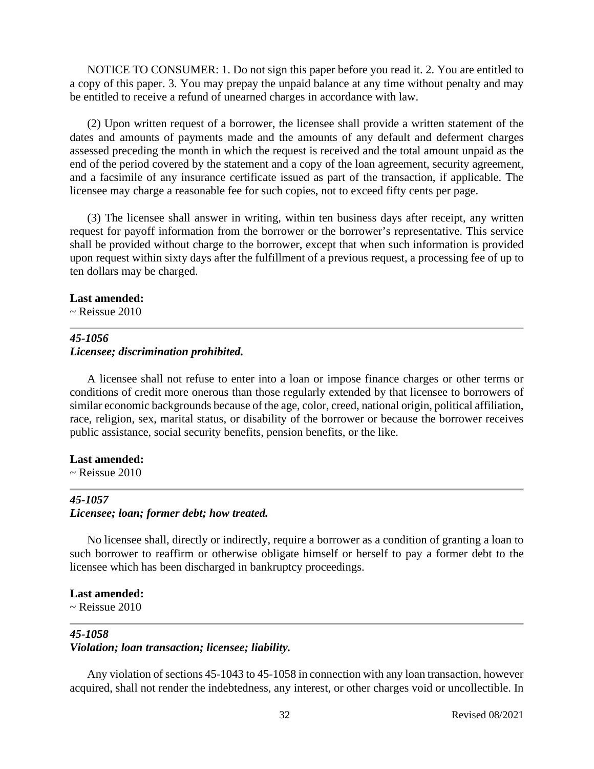NOTICE TO CONSUMER: 1. Do not sign this paper before you read it. 2. You are entitled to a copy of this paper. 3. You may prepay the unpaid balance at any time without penalty and may be entitled to receive a refund of unearned charges in accordance with law.

(2) Upon written request of a borrower, the licensee shall provide a written statement of the dates and amounts of payments made and the amounts of any default and deferment charges assessed preceding the month in which the request is received and the total amount unpaid as the end of the period covered by the statement and a copy of the loan agreement, security agreement, and a facsimile of any insurance certificate issued as part of the transaction, if applicable. The licensee may charge a reasonable fee for such copies, not to exceed fifty cents per page.

(3) The licensee shall answer in writing, within ten business days after receipt, any written request for payoff information from the borrower or the borrower's representative. This service shall be provided without charge to the borrower, except that when such information is provided upon request within sixty days after the fulfillment of a previous request, a processing fee of up to ten dollars may be charged.

**Last amended:**
~ Reissue 2010

---

***45-1056***
***Licensee; discrimination prohibited.***

A licensee shall not refuse to enter into a loan or impose finance charges or other terms or conditions of credit more onerous than those regularly extended by that licensee to borrowers of similar economic backgrounds because of the age, color, creed, national origin, political affiliation, race, religion, sex, marital status, or disability of the borrower or because the borrower receives public assistance, social security benefits, pension benefits, or the like.

**Last amended:**
~ Reissue 2010

---

***45-1057***
***Licensee; loan; former debt; how treated.***

No licensee shall, directly or indirectly, require a borrower as a condition of granting a loan to such borrower to reaffirm or otherwise obligate himself or herself to pay a former debt to the licensee which has been discharged in bankruptcy proceedings.

**Last amended:**
~ Reissue 2010

---

***45-1058***
***Violation; loan transaction; licensee; liability.***

Any violation of sections 45-1043 to 45-1058 in connection with any loan transaction, however acquired, shall not render the indebtedness, any interest, or other charges void or uncollectible. In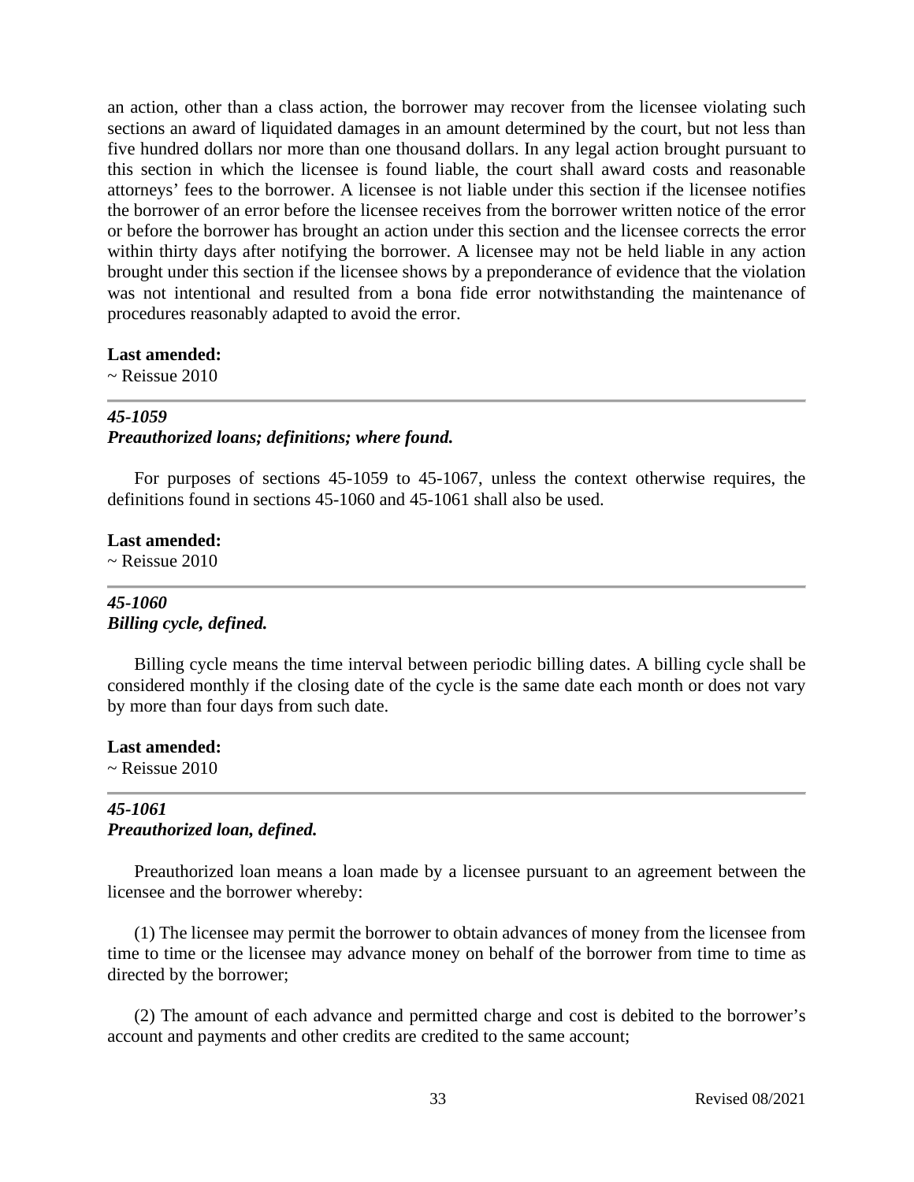an action, other than a class action, the borrower may recover from the licensee violating such sections an award of liquidated damages in an amount determined by the court, but not less than five hundred dollars nor more than one thousand dollars. In any legal action brought pursuant to this section in which the licensee is found liable, the court shall award costs and reasonable attorneys' fees to the borrower. A licensee is not liable under this section if the licensee notifies the borrower of an error before the licensee receives from the borrower written notice of the error or before the borrower has brought an action under this section and the licensee corrects the error within thirty days after notifying the borrower. A licensee may not be held liable in any action brought under this section if the licensee shows by a preponderance of evidence that the violation was not intentional and resulted from a bona fide error notwithstanding the maintenance of procedures reasonably adapted to avoid the error.

**Last amended:**
~ Reissue 2010

---

### *45-1059*
### *Preauthorized loans; definitions; where found.*

For purposes of sections 45-1059 to 45-1067, unless the context otherwise requires, the definitions found in sections 45-1060 and 45-1061 shall also be used.

**Last amended:**
~ Reissue 2010

---

### *45-1060*
### *Billing cycle, defined.*

Billing cycle means the time interval between periodic billing dates. A billing cycle shall be considered monthly if the closing date of the cycle is the same date each month or does not vary by more than four days from such date.

**Last amended:**
~ Reissue 2010

---

### *45-1061*
### *Preauthorized loan, defined.*

Preauthorized loan means a loan made by a licensee pursuant to an agreement between the licensee and the borrower whereby:

(1) The licensee may permit the borrower to obtain advances of money from the licensee from time to time or the licensee may advance money on behalf of the borrower from time to time as directed by the borrower;

(2) The amount of each advance and permitted charge and cost is debited to the borrower's account and payments and other credits are credited to the same account;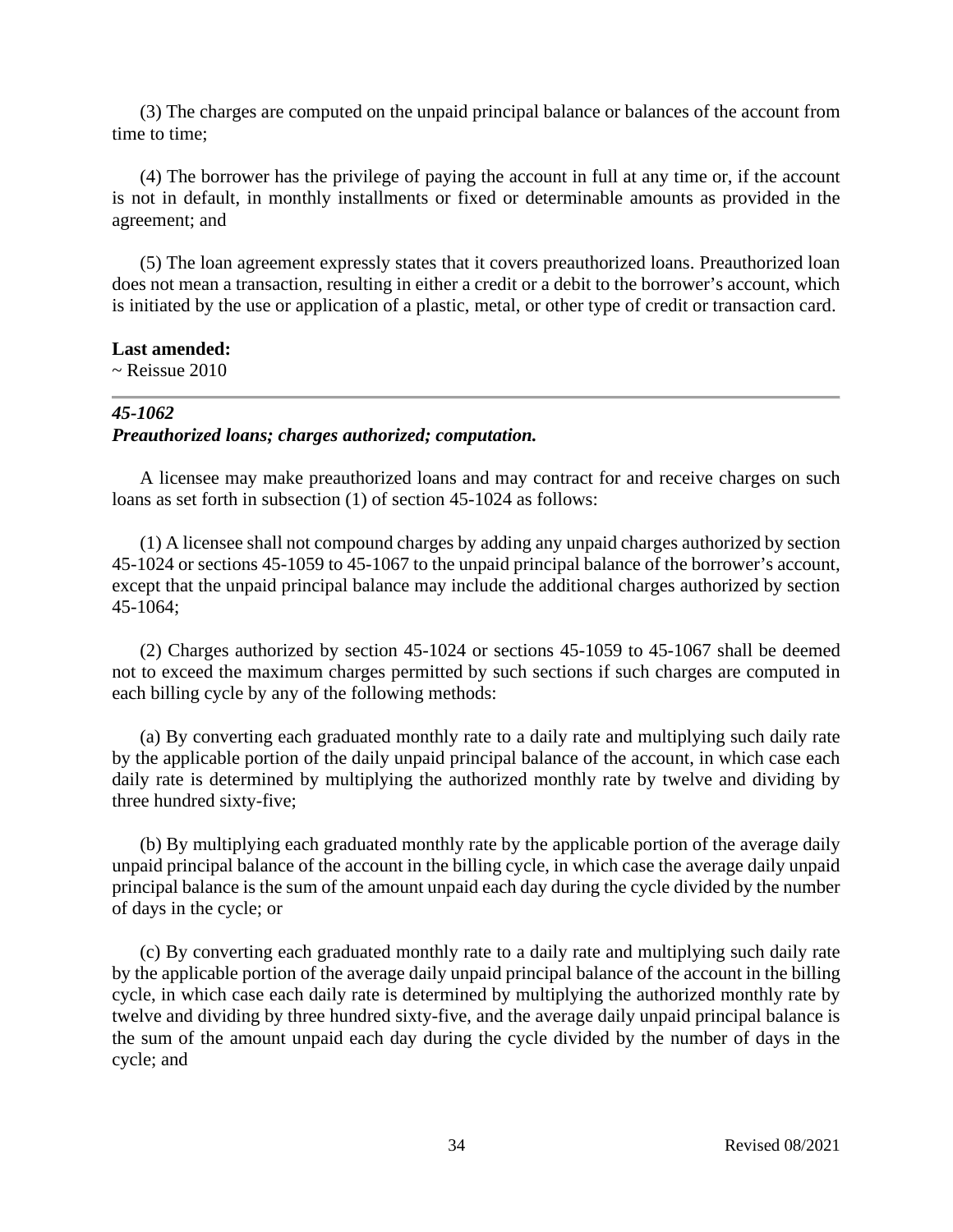(3) The charges are computed on the unpaid principal balance or balances of the account from time to time;

(4) The borrower has the privilege of paying the account in full at any time or, if the account is not in default, in monthly installments or fixed or determinable amounts as provided in the agreement; and

(5) The loan agreement expressly states that it covers preauthorized loans. Preauthorized loan does not mean a transaction, resulting in either a credit or a debit to the borrower's account, which is initiated by the use or application of a plastic, metal, or other type of credit or transaction card.

**Last amended:**
~ Reissue 2010

---

***45-1062***
***Preauthorized loans; charges authorized; computation.***

A licensee may make preauthorized loans and may contract for and receive charges on such loans as set forth in subsection (1) of section 45-1024 as follows:

(1) A licensee shall not compound charges by adding any unpaid charges authorized by section 45-1024 or sections 45-1059 to 45-1067 to the unpaid principal balance of the borrower's account, except that the unpaid principal balance may include the additional charges authorized by section 45-1064;

(2) Charges authorized by section 45-1024 or sections 45-1059 to 45-1067 shall be deemed not to exceed the maximum charges permitted by such sections if such charges are computed in each billing cycle by any of the following methods:

(a) By converting each graduated monthly rate to a daily rate and multiplying such daily rate by the applicable portion of the daily unpaid principal balance of the account, in which case each daily rate is determined by multiplying the authorized monthly rate by twelve and dividing by three hundred sixty-five;

(b) By multiplying each graduated monthly rate by the applicable portion of the average daily unpaid principal balance of the account in the billing cycle, in which case the average daily unpaid principal balance is the sum of the amount unpaid each day during the cycle divided by the number of days in the cycle; or

(c) By converting each graduated monthly rate to a daily rate and multiplying such daily rate by the applicable portion of the average daily unpaid principal balance of the account in the billing cycle, in which case each daily rate is determined by multiplying the authorized monthly rate by twelve and dividing by three hundred sixty-five, and the average daily unpaid principal balance is the sum of the amount unpaid each day during the cycle divided by the number of days in the cycle; and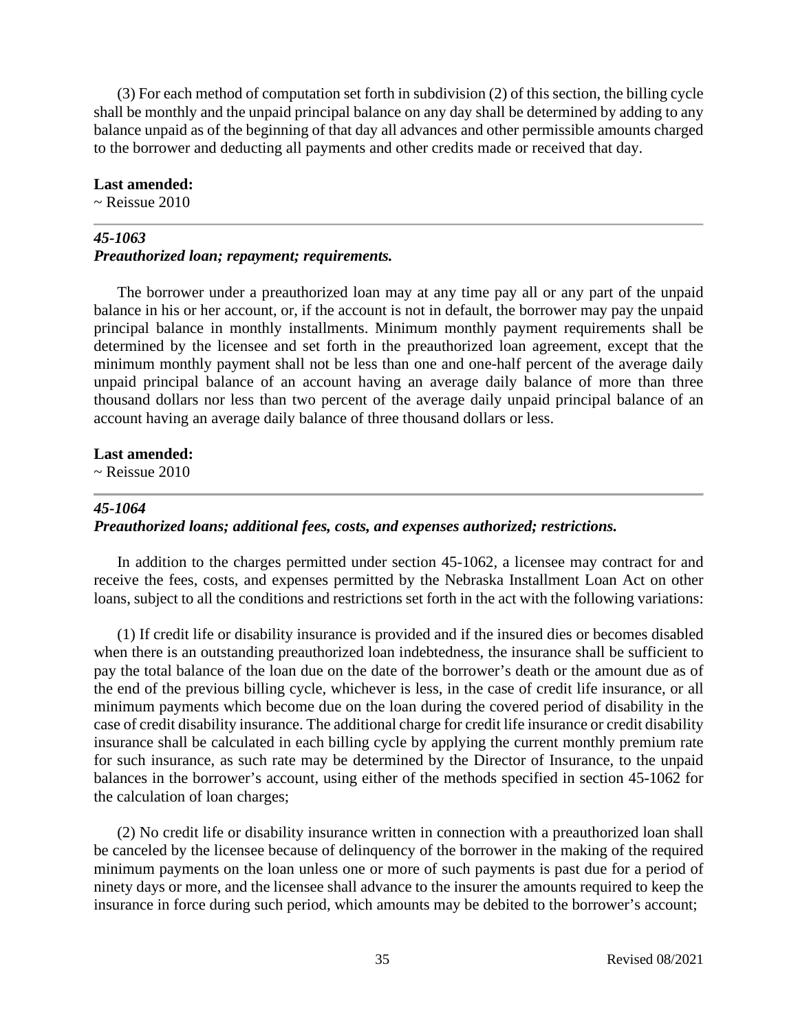(3) For each method of computation set forth in subdivision (2) of this section, the billing cycle shall be monthly and the unpaid principal balance on any day shall be determined by adding to any balance unpaid as of the beginning of that day all advances and other permissible amounts charged to the borrower and deducting all payments and other credits made or received that day.

**Last amended:**
~ Reissue 2010

---

***45-1063***
***Preauthorized loan; repayment; requirements.***

The borrower under a preauthorized loan may at any time pay all or any part of the unpaid balance in his or her account, or, if the account is not in default, the borrower may pay the unpaid principal balance in monthly installments. Minimum monthly payment requirements shall be determined by the licensee and set forth in the preauthorized loan agreement, except that the minimum monthly payment shall not be less than one and one-half percent of the average daily unpaid principal balance of an account having an average daily balance of more than three thousand dollars nor less than two percent of the average daily unpaid principal balance of an account having an average daily balance of three thousand dollars or less.

**Last amended:**
~ Reissue 2010

---

***45-1064***
***Preauthorized loans; additional fees, costs, and expenses authorized; restrictions.***

In addition to the charges permitted under section 45-1062, a licensee may contract for and receive the fees, costs, and expenses permitted by the Nebraska Installment Loan Act on other loans, subject to all the conditions and restrictions set forth in the act with the following variations:

(1) If credit life or disability insurance is provided and if the insured dies or becomes disabled when there is an outstanding preauthorized loan indebtedness, the insurance shall be sufficient to pay the total balance of the loan due on the date of the borrower's death or the amount due as of the end of the previous billing cycle, whichever is less, in the case of credit life insurance, or all minimum payments which become due on the loan during the covered period of disability in the case of credit disability insurance. The additional charge for credit life insurance or credit disability insurance shall be calculated in each billing cycle by applying the current monthly premium rate for such insurance, as such rate may be determined by the Director of Insurance, to the unpaid balances in the borrower's account, using either of the methods specified in section 45-1062 for the calculation of loan charges;

(2) No credit life or disability insurance written in connection with a preauthorized loan shall be canceled by the licensee because of delinquency of the borrower in the making of the required minimum payments on the loan unless one or more of such payments is past due for a period of ninety days or more, and the licensee shall advance to the insurer the amounts required to keep the insurance in force during such period, which amounts may be debited to the borrower's account;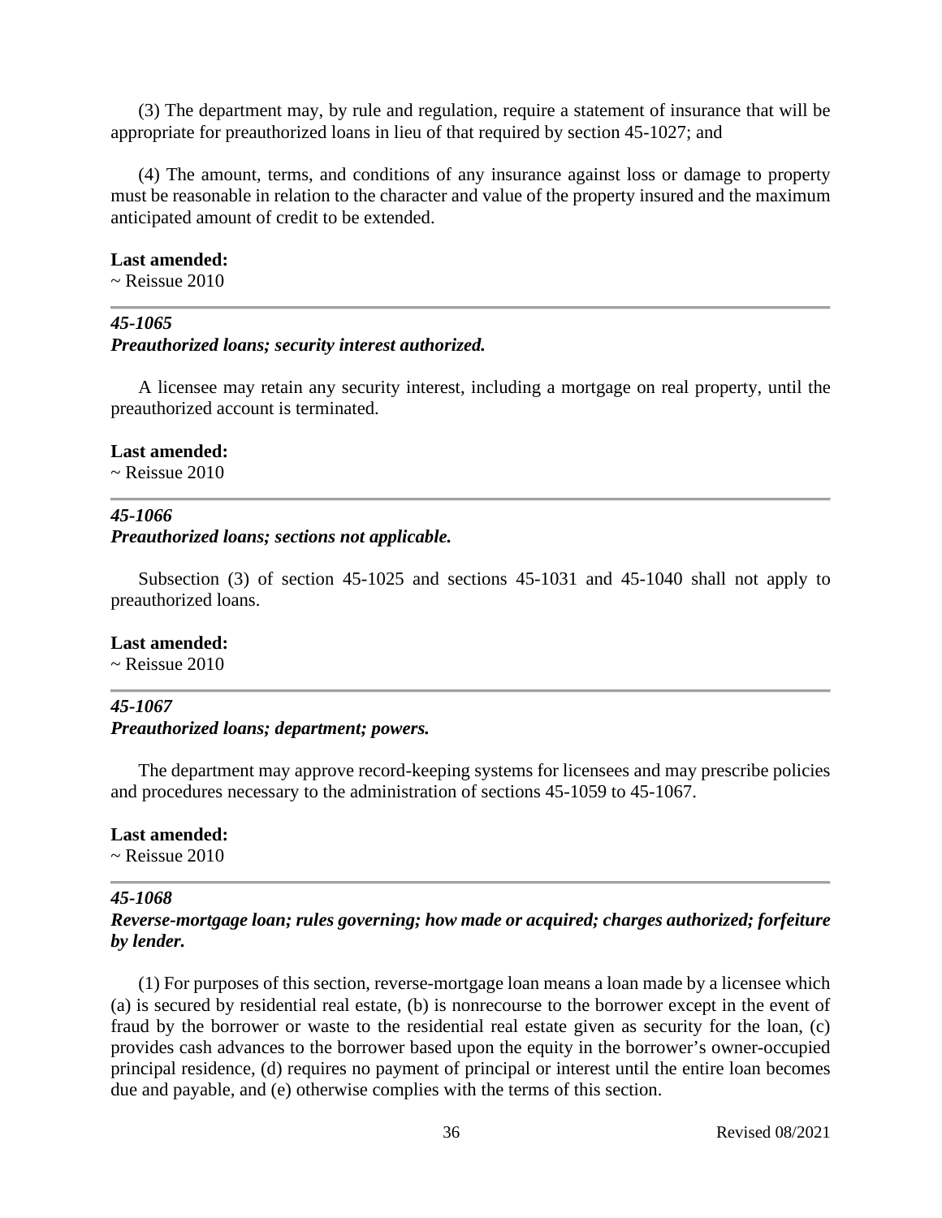(3) The department may, by rule and regulation, require a statement of insurance that will be appropriate for preauthorized loans in lieu of that required by section 45-1027; and

(4) The amount, terms, and conditions of any insurance against loss or damage to property must be reasonable in relation to the character and value of the property insured and the maximum anticipated amount of credit to be extended.

**Last amended:**
~ Reissue 2010

---

### *45-1065*
### *Preauthorized loans; security interest authorized.*

A licensee may retain any security interest, including a mortgage on real property, until the preauthorized account is terminated.

**Last amended:**
~ Reissue 2010

---

### *45-1066*
### *Preauthorized loans; sections not applicable.*

Subsection (3) of section 45-1025 and sections 45-1031 and 45-1040 shall not apply to preauthorized loans.

**Last amended:**
~ Reissue 2010

---

### *45-1067*
### *Preauthorized loans; department; powers.*

The department may approve record-keeping systems for licensees and may prescribe policies and procedures necessary to the administration of sections 45-1059 to 45-1067.

**Last amended:**
~ Reissue 2010

---

### *45-1068*
### *Reverse-mortgage loan; rules governing; how made or acquired; charges authorized; forfeiture by lender.*

(1) For purposes of this section, reverse-mortgage loan means a loan made by a licensee which (a) is secured by residential real estate, (b) is nonrecourse to the borrower except in the event of fraud by the borrower or waste to the residential real estate given as security for the loan, (c) provides cash advances to the borrower based upon the equity in the borrower's owner-occupied principal residence, (d) requires no payment of principal or interest until the entire loan becomes due and payable, and (e) otherwise complies with the terms of this section.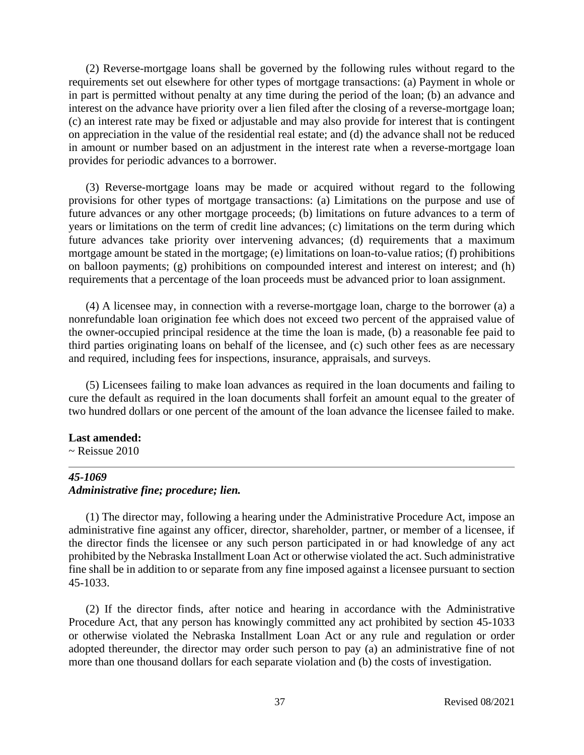(2) Reverse-mortgage loans shall be governed by the following rules without regard to the requirements set out elsewhere for other types of mortgage transactions: (a) Payment in whole or in part is permitted without penalty at any time during the period of the loan; (b) an advance and interest on the advance have priority over a lien filed after the closing of a reverse-mortgage loan; (c) an interest rate may be fixed or adjustable and may also provide for interest that is contingent on appreciation in the value of the residential real estate; and (d) the advance shall not be reduced in amount or number based on an adjustment in the interest rate when a reverse-mortgage loan provides for periodic advances to a borrower.

(3) Reverse-mortgage loans may be made or acquired without regard to the following provisions for other types of mortgage transactions: (a) Limitations on the purpose and use of future advances or any other mortgage proceeds; (b) limitations on future advances to a term of years or limitations on the term of credit line advances; (c) limitations on the term during which future advances take priority over intervening advances; (d) requirements that a maximum mortgage amount be stated in the mortgage; (e) limitations on loan-to-value ratios; (f) prohibitions on balloon payments; (g) prohibitions on compounded interest and interest on interest; and (h) requirements that a percentage of the loan proceeds must be advanced prior to loan assignment.

(4) A licensee may, in connection with a reverse-mortgage loan, charge to the borrower (a) a nonrefundable loan origination fee which does not exceed two percent of the appraised value of the owner-occupied principal residence at the time the loan is made, (b) a reasonable fee paid to third parties originating loans on behalf of the licensee, and (c) such other fees as are necessary and required, including fees for inspections, insurance, appraisals, and surveys.

(5) Licensees failing to make loan advances as required in the loan documents and failing to cure the default as required in the loan documents shall forfeit an amount equal to the greater of two hundred dollars or one percent of the amount of the loan advance the licensee failed to make.

**Last amended:**
~ Reissue 2010

---

***45-1069***
***Administrative fine; procedure; lien.***

(1) The director may, following a hearing under the Administrative Procedure Act, impose an administrative fine against any officer, director, shareholder, partner, or member of a licensee, if the director finds the licensee or any such person participated in or had knowledge of any act prohibited by the Nebraska Installment Loan Act or otherwise violated the act. Such administrative fine shall be in addition to or separate from any fine imposed against a licensee pursuant to section 45-1033.

(2) If the director finds, after notice and hearing in accordance with the Administrative Procedure Act, that any person has knowingly committed any act prohibited by section 45-1033 or otherwise violated the Nebraska Installment Loan Act or any rule and regulation or order adopted thereunder, the director may order such person to pay (a) an administrative fine of not more than one thousand dollars for each separate violation and (b) the costs of investigation.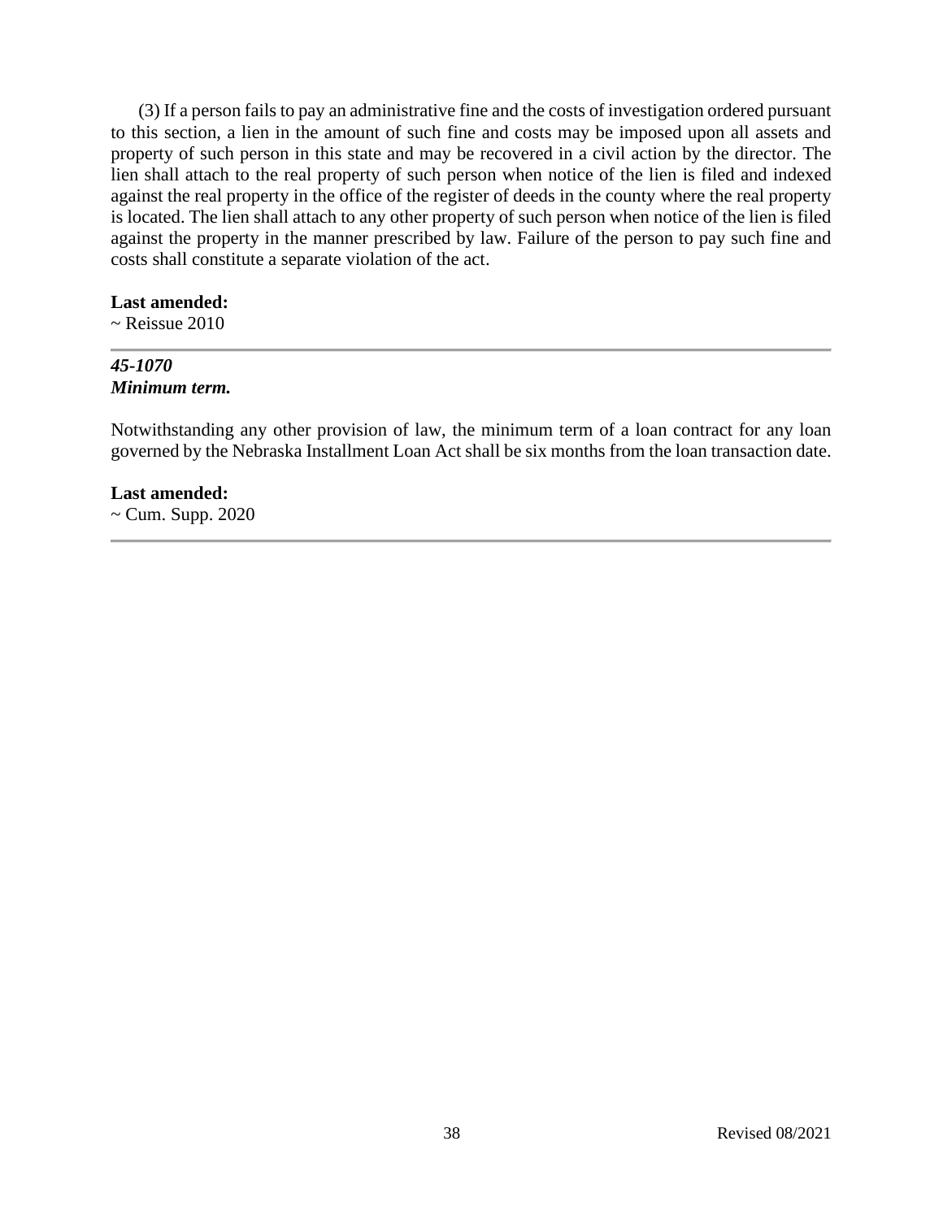(3) If a person fails to pay an administrative fine and the costs of investigation ordered pursuant to this section, a lien in the amount of such fine and costs may be imposed upon all assets and property of such person in this state and may be recovered in a civil action by the director. The lien shall attach to the real property of such person when notice of the lien is filed and indexed against the real property in the office of the register of deeds in the county where the real property is located. The lien shall attach to any other property of such person when notice of the lien is filed against the property in the manner prescribed by law. Failure of the person to pay such fine and costs shall constitute a separate violation of the act.

**Last amended:**
~ Reissue 2010

---

***45-1070***
***Minimum term.***

Notwithstanding any other provision of law, the minimum term of a loan contract for any loan governed by the Nebraska Installment Loan Act shall be six months from the loan transaction date.

**Last amended:**
~ Cum. Supp. 2020

---

Revised 08/2021